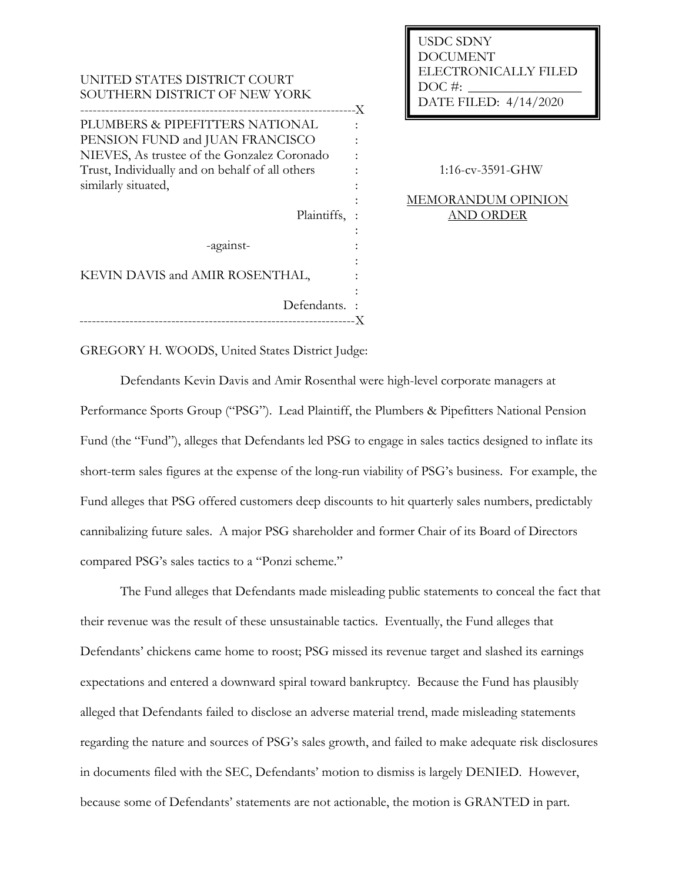USDC SDNY
DOCUMENT
ELECTRONICALLY FILED
DOC #: \_\_\_\_\_\_\_\_\_\_\_\_\_\_\_\_
DATE FILED: 4/14/2020

UNITED STATES DISTRICT COURT
SOUTHERN DISTRICT OF NEW YORK

---

PLUMBERS & PIPEFITTERS NATIONAL PENSION FUND and JUAN FRANCISCO NIEVES, As trustee of the Gonzalez Coronado Trust, Individually and on behalf of all others similarly situated,

Plaintiffs,

-against-

KEVIN DAVIS and AMIR ROSENTHAL,

Defendants.

---

1:16-cv-3591-GHW

MEMORANDUM OPINION AND ORDER

GREGORY H. WOODS, United States District Judge:

Defendants Kevin Davis and Amir Rosenthal were high-level corporate managers at Performance Sports Group ("PSG"). Lead Plaintiff, the Plumbers & Pipefitters National Pension Fund (the "Fund"), alleges that Defendants led PSG to engage in sales tactics designed to inflate its short-term sales figures at the expense of the long-run viability of PSG's business. For example, the Fund alleges that PSG offered customers deep discounts to hit quarterly sales numbers, predictably cannibalizing future sales. A major PSG shareholder and former Chair of its Board of Directors compared PSG's sales tactics to a "Ponzi scheme."

The Fund alleges that Defendants made misleading public statements to conceal the fact that their revenue was the result of these unsustainable tactics. Eventually, the Fund alleges that Defendants' chickens came home to roost; PSG missed its revenue target and slashed its earnings expectations and entered a downward spiral toward bankruptcy. Because the Fund has plausibly alleged that Defendants failed to disclose an adverse material trend, made misleading statements regarding the nature and sources of PSG's sales growth, and failed to make adequate risk disclosures in documents filed with the SEC, Defendants' motion to dismiss is largely DENIED. However, because some of Defendants' statements are not actionable, the motion is GRANTED in part.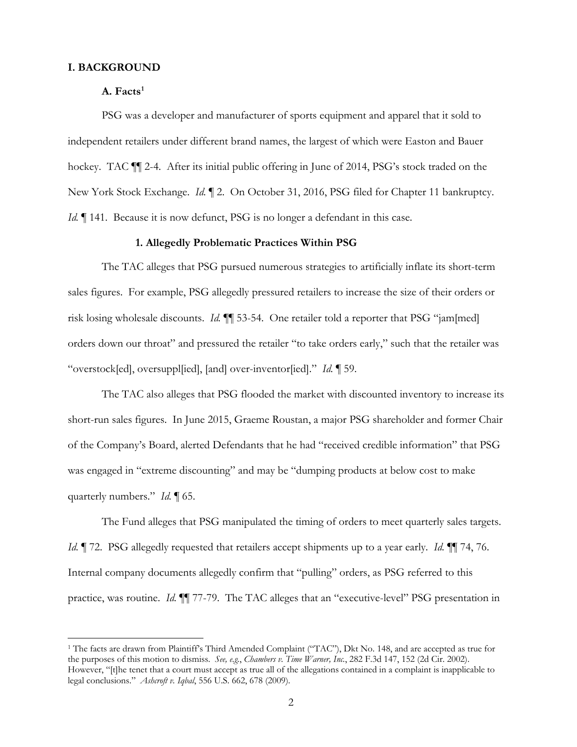## I. BACKGROUND

### A. Facts[1]

PSG was a developer and manufacturer of sports equipment and apparel that it sold to independent retailers under different brand names, the largest of which were Easton and Bauer hockey. TAC ¶¶ 2-4. After its initial public offering in June of 2014, PSG's stock traded on the New York Stock Exchange. *Id.* ¶ 2. On October 31, 2016, PSG filed for Chapter 11 bankruptcy. *Id.* ¶ 141. Because it is now defunct, PSG is no longer a defendant in this case.

#### 1. Allegedly Problematic Practices Within PSG

The TAC alleges that PSG pursued numerous strategies to artificially inflate its short-term sales figures. For example, PSG allegedly pressured retailers to increase the size of their orders or risk losing wholesale discounts. *Id.* ¶¶ 53-54. One retailer told a reporter that PSG "jam[med] orders down our throat" and pressured the retailer "to take orders early," such that the retailer was "overstock[ed], oversuppl[ied], [and] over-inventor[ied]." *Id.* ¶ 59.

The TAC also alleges that PSG flooded the market with discounted inventory to increase its short-run sales figures. In June 2015, Graeme Roustan, a major PSG shareholder and former Chair of the Company's Board, alerted Defendants that he had "received credible information" that PSG was engaged in "extreme discounting" and may be "dumping products at below cost to make quarterly numbers." *Id.* ¶ 65.

The Fund alleges that PSG manipulated the timing of orders to meet quarterly sales targets. *Id.* ¶ 72. PSG allegedly requested that retailers accept shipments up to a year early. *Id.* ¶¶ 74, 76. Internal company documents allegedly confirm that "pulling" orders, as PSG referred to this practice, was routine. *Id.* ¶¶ 77-79. The TAC alleges that an "executive-level" PSG presentation in

[1] The facts are drawn from Plaintiff's Third Amended Complaint ("TAC"), Dkt No. 148, and are accepted as true for the purposes of this motion to dismiss. *See, e.g.*, *Chambers v. Time Warner, Inc.*, 282 F.3d 147, 152 (2d Cir. 2002). However, "[t]he tenet that a court must accept as true all of the allegations contained in a complaint is inapplicable to legal conclusions." *Ashcroft v. Iqbal*, 556 U.S. 662, 678 (2009).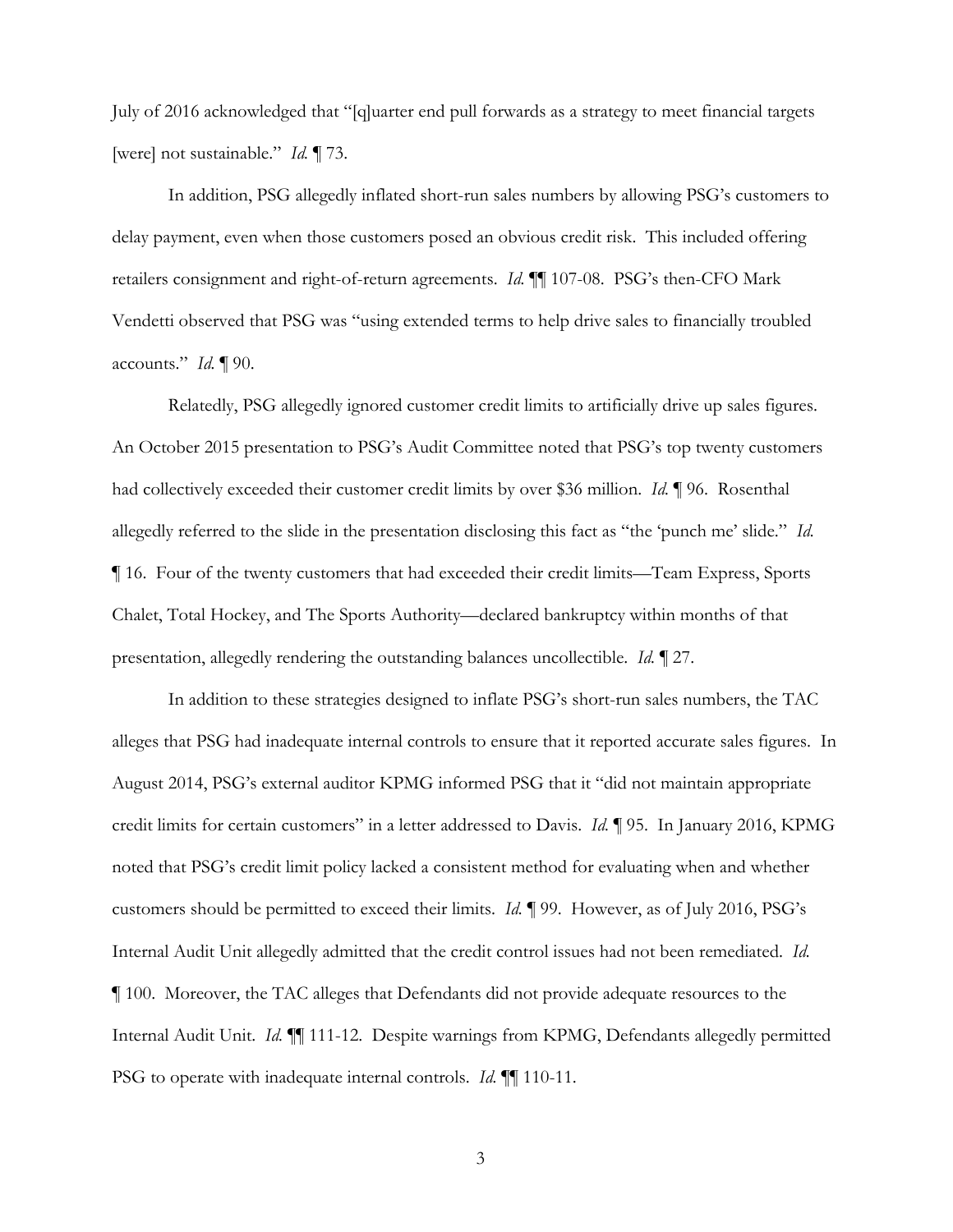July of 2016 acknowledged that "[q]uarter end pull forwards as a strategy to meet financial targets [were] not sustainable." *Id.* ¶ 73.

In addition, PSG allegedly inflated short-run sales numbers by allowing PSG's customers to delay payment, even when those customers posed an obvious credit risk. This included offering retailers consignment and right-of-return agreements. *Id.* ¶¶ 107-08. PSG's then-CFO Mark Vendetti observed that PSG was "using extended terms to help drive sales to financially troubled accounts." *Id.* ¶ 90.

Relatedly, PSG allegedly ignored customer credit limits to artificially drive up sales figures. An October 2015 presentation to PSG's Audit Committee noted that PSG's top twenty customers had collectively exceeded their customer credit limits by over $36 million. *Id.* ¶ 96. Rosenthal allegedly referred to the slide in the presentation disclosing this fact as "the 'punch me' slide." *Id.* ¶ 16. Four of the twenty customers that had exceeded their credit limits—Team Express, Sports Chalet, Total Hockey, and The Sports Authority—declared bankruptcy within months of that presentation, allegedly rendering the outstanding balances uncollectible. *Id.* ¶ 27.

In addition to these strategies designed to inflate PSG's short-run sales numbers, the TAC alleges that PSG had inadequate internal controls to ensure that it reported accurate sales figures. In August 2014, PSG's external auditor KPMG informed PSG that it "did not maintain appropriate credit limits for certain customers" in a letter addressed to Davis. *Id.* ¶ 95. In January 2016, KPMG noted that PSG's credit limit policy lacked a consistent method for evaluating when and whether customers should be permitted to exceed their limits. *Id.* ¶ 99. However, as of July 2016, PSG's Internal Audit Unit allegedly admitted that the credit control issues had not been remediated. *Id.* ¶ 100. Moreover, the TAC alleges that Defendants did not provide adequate resources to the Internal Audit Unit. *Id.* ¶¶ 111-12. Despite warnings from KPMG, Defendants allegedly permitted PSG to operate with inadequate internal controls. *Id.* ¶¶ 110-11.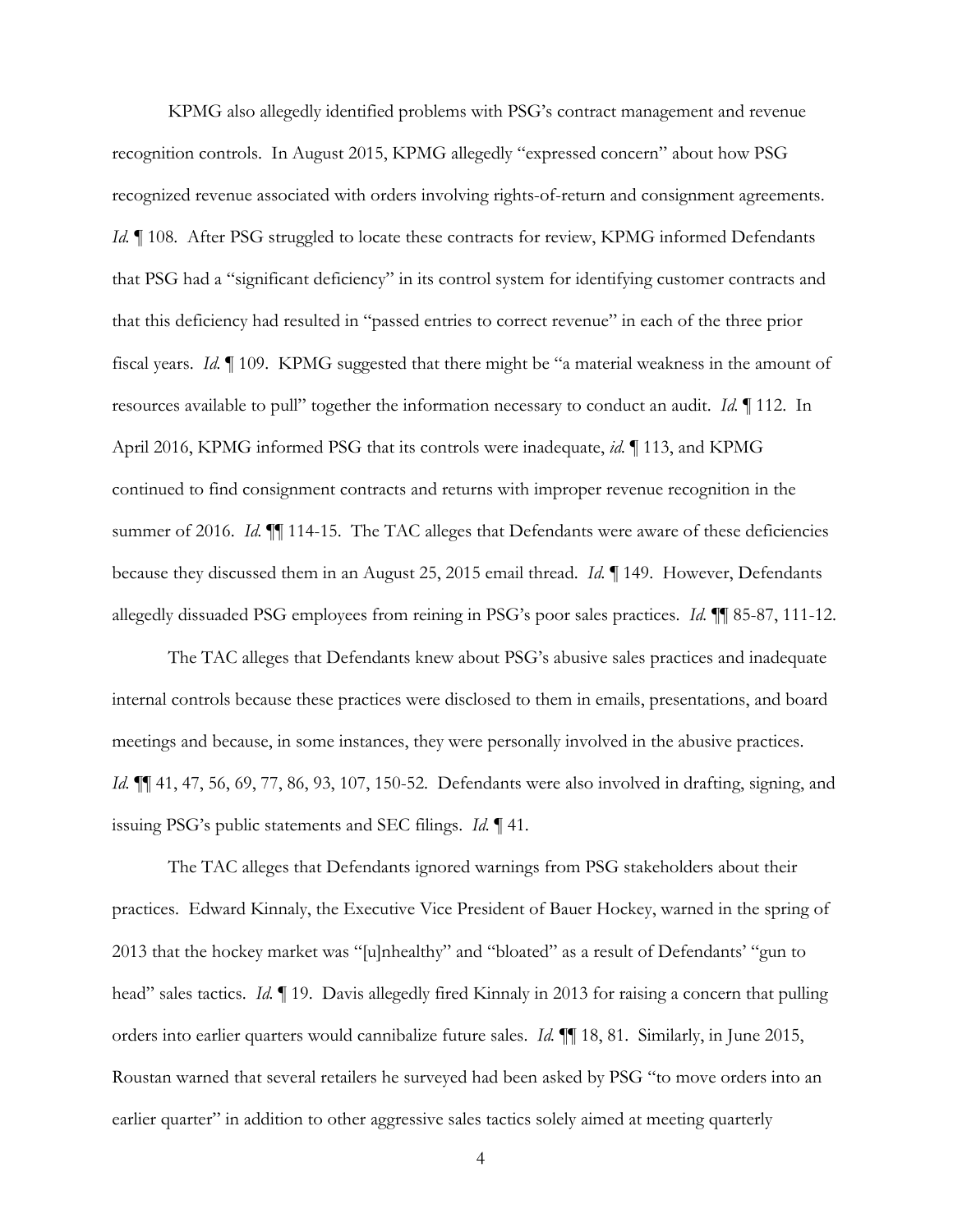KPMG also allegedly identified problems with PSG's contract management and revenue recognition controls. In August 2015, KPMG allegedly "expressed concern" about how PSG recognized revenue associated with orders involving rights-of-return and consignment agreements. *Id.* ¶ 108. After PSG struggled to locate these contracts for review, KPMG informed Defendants that PSG had a "significant deficiency" in its control system for identifying customer contracts and that this deficiency had resulted in "passed entries to correct revenue" in each of the three prior fiscal years. *Id.* ¶ 109. KPMG suggested that there might be "a material weakness in the amount of resources available to pull" together the information necessary to conduct an audit. *Id.* ¶ 112. In April 2016, KPMG informed PSG that its controls were inadequate, *id.* ¶ 113, and KPMG continued to find consignment contracts and returns with improper revenue recognition in the summer of 2016. *Id.* ¶¶ 114-15. The TAC alleges that Defendants were aware of these deficiencies because they discussed them in an August 25, 2015 email thread. *Id.* ¶ 149. However, Defendants allegedly dissuaded PSG employees from reining in PSG's poor sales practices. *Id.* ¶¶ 85-87, 111-12.

The TAC alleges that Defendants knew about PSG's abusive sales practices and inadequate internal controls because these practices were disclosed to them in emails, presentations, and board meetings and because, in some instances, they were personally involved in the abusive practices. *Id.* ¶¶ 41, 47, 56, 69, 77, 86, 93, 107, 150-52. Defendants were also involved in drafting, signing, and issuing PSG's public statements and SEC filings. *Id.* ¶ 41.

The TAC alleges that Defendants ignored warnings from PSG stakeholders about their practices. Edward Kinnaly, the Executive Vice President of Bauer Hockey, warned in the spring of 2013 that the hockey market was "[u]nhealthy" and "bloated" as a result of Defendants' "gun to head" sales tactics. *Id.* ¶ 19. Davis allegedly fired Kinnaly in 2013 for raising a concern that pulling orders into earlier quarters would cannibalize future sales. *Id.* ¶¶ 18, 81. Similarly, in June 2015, Roustan warned that several retailers he surveyed had been asked by PSG "to move orders into an earlier quarter" in addition to other aggressive sales tactics solely aimed at meeting quarterly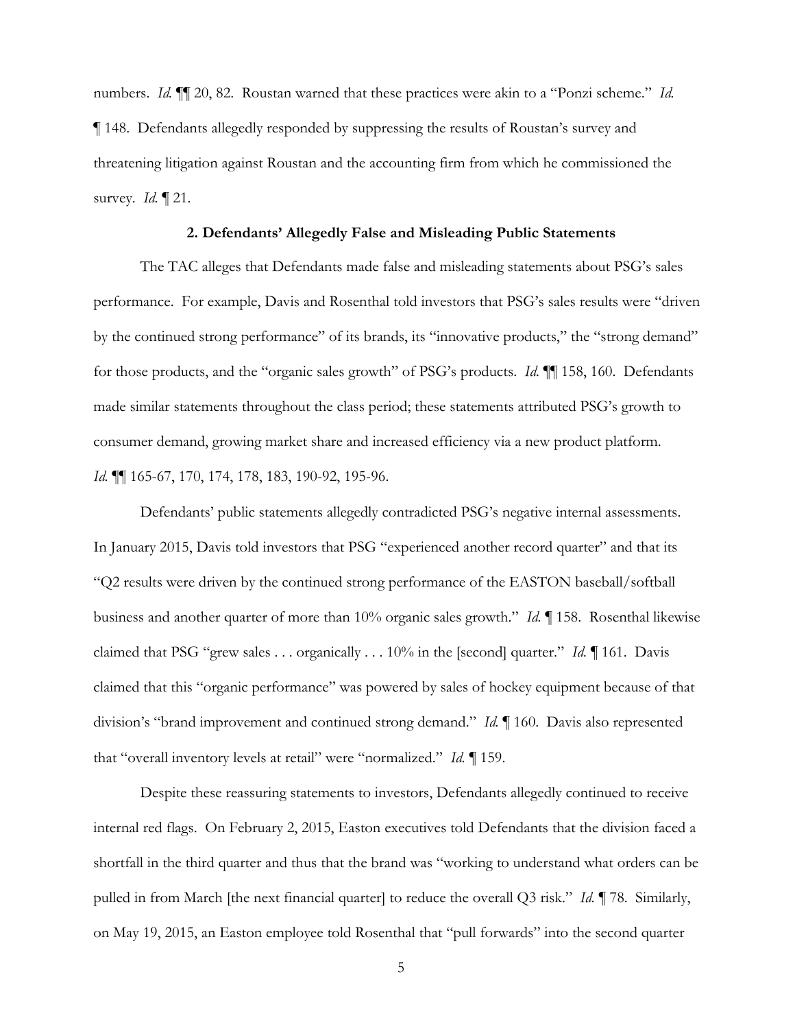numbers. *Id.* ¶¶ 20, 82. Roustan warned that these practices were akin to a "Ponzi scheme." *Id.* ¶ 148. Defendants allegedly responded by suppressing the results of Roustan's survey and threatening litigation against Roustan and the accounting firm from which he commissioned the survey. *Id.* ¶ 21.

**2. Defendants' Allegedly False and Misleading Public Statements**

The TAC alleges that Defendants made false and misleading statements about PSG's sales performance. For example, Davis and Rosenthal told investors that PSG's sales results were "driven by the continued strong performance" of its brands, its "innovative products," the "strong demand" for those products, and the "organic sales growth" of PSG's products. *Id.* ¶¶ 158, 160. Defendants made similar statements throughout the class period; these statements attributed PSG's growth to consumer demand, growing market share and increased efficiency via a new product platform. *Id.* ¶¶ 165-67, 170, 174, 178, 183, 190-92, 195-96.

Defendants' public statements allegedly contradicted PSG's negative internal assessments. In January 2015, Davis told investors that PSG "experienced another record quarter" and that its "Q2 results were driven by the continued strong performance of the EASTON baseball/softball business and another quarter of more than 10% organic sales growth." *Id.* ¶ 158. Rosenthal likewise claimed that PSG "grew sales . . . organically . . . 10% in the [second] quarter." *Id.* ¶ 161. Davis claimed that this "organic performance" was powered by sales of hockey equipment because of that division's "brand improvement and continued strong demand." *Id.* ¶ 160. Davis also represented that "overall inventory levels at retail" were "normalized." *Id.* ¶ 159.

Despite these reassuring statements to investors, Defendants allegedly continued to receive internal red flags. On February 2, 2015, Easton executives told Defendants that the division faced a shortfall in the third quarter and thus that the brand was "working to understand what orders can be pulled in from March [the next financial quarter] to reduce the overall Q3 risk." *Id.* ¶ 78. Similarly, on May 19, 2015, an Easton employee told Rosenthal that "pull forwards" into the second quarter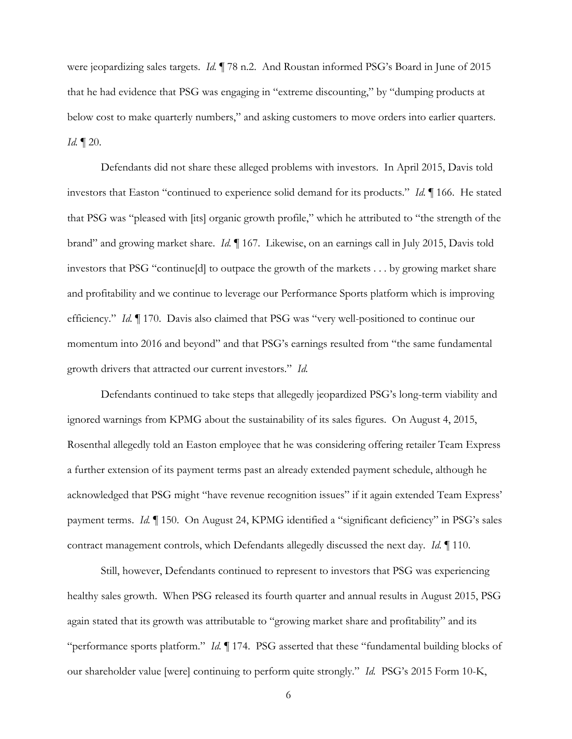were jeopardizing sales targets. *Id.* ¶ 78 n.2. And Roustan informed PSG's Board in June of 2015 that he had evidence that PSG was engaging in "extreme discounting," by "dumping products at below cost to make quarterly numbers," and asking customers to move orders into earlier quarters. *Id.* ¶ 20.

Defendants did not share these alleged problems with investors. In April 2015, Davis told investors that Easton "continued to experience solid demand for its products." *Id.* ¶ 166. He stated that PSG was "pleased with [its] organic growth profile," which he attributed to "the strength of the brand" and growing market share. *Id.* ¶ 167. Likewise, on an earnings call in July 2015, Davis told investors that PSG "continue[d] to outpace the growth of the markets . . . by growing market share and profitability and we continue to leverage our Performance Sports platform which is improving efficiency." *Id.* ¶ 170. Davis also claimed that PSG was "very well-positioned to continue our momentum into 2016 and beyond" and that PSG's earnings resulted from "the same fundamental growth drivers that attracted our current investors." *Id.*

Defendants continued to take steps that allegedly jeopardized PSG's long-term viability and ignored warnings from KPMG about the sustainability of its sales figures. On August 4, 2015, Rosenthal allegedly told an Easton employee that he was considering offering retailer Team Express a further extension of its payment terms past an already extended payment schedule, although he acknowledged that PSG might "have revenue recognition issues" if it again extended Team Express' payment terms. *Id.* ¶ 150. On August 24, KPMG identified a "significant deficiency" in PSG's sales contract management controls, which Defendants allegedly discussed the next day. *Id.* ¶ 110.

Still, however, Defendants continued to represent to investors that PSG was experiencing healthy sales growth. When PSG released its fourth quarter and annual results in August 2015, PSG again stated that its growth was attributable to "growing market share and profitability" and its "performance sports platform." *Id.* ¶ 174. PSG asserted that these "fundamental building blocks of our shareholder value [were] continuing to perform quite strongly." *Id.* PSG's 2015 Form 10-K,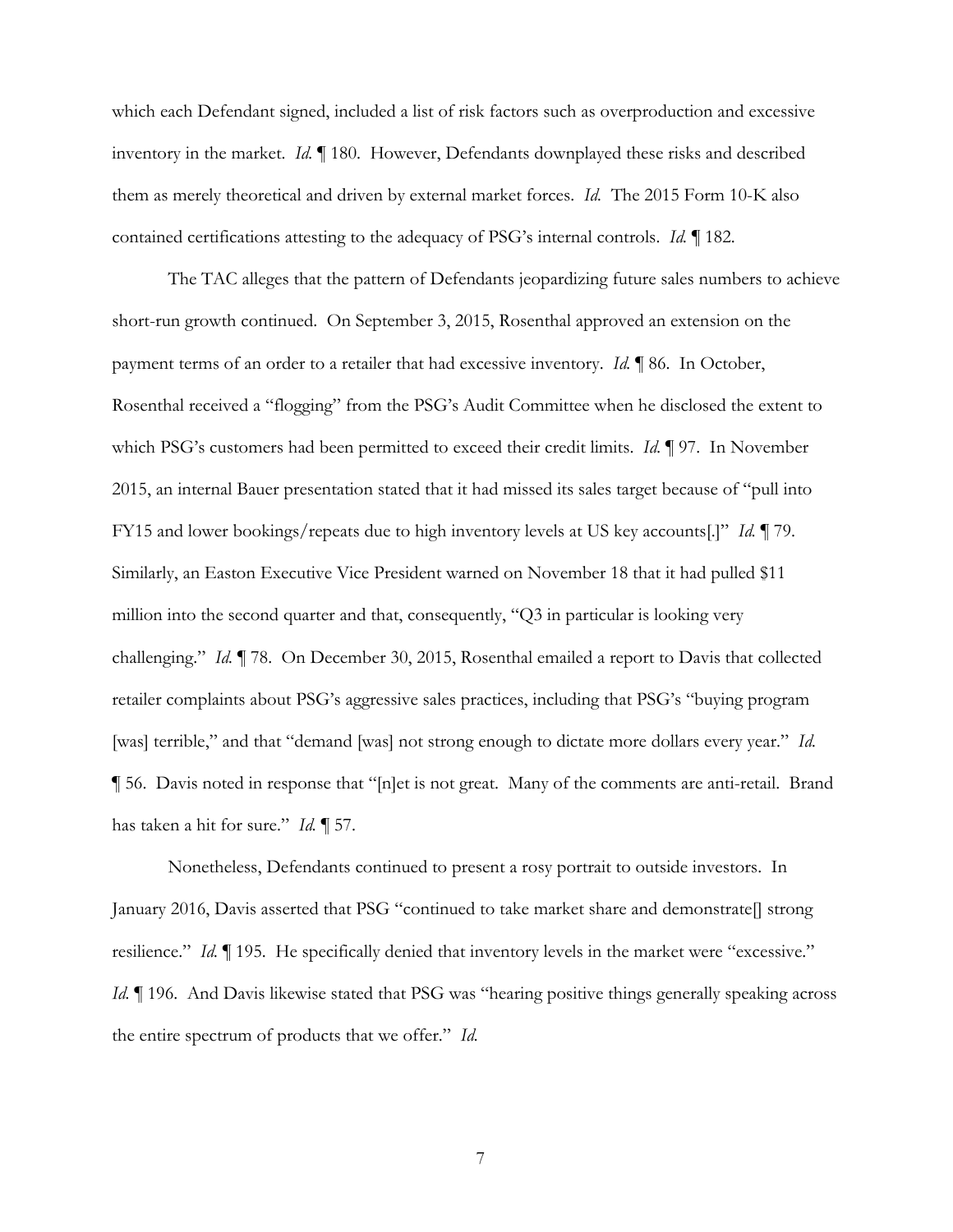which each Defendant signed, included a list of risk factors such as overproduction and excessive inventory in the market. *Id.* ¶ 180. However, Defendants downplayed these risks and described them as merely theoretical and driven by external market forces. *Id.* The 2015 Form 10-K also contained certifications attesting to the adequacy of PSG's internal controls. *Id.* ¶ 182.

The TAC alleges that the pattern of Defendants jeopardizing future sales numbers to achieve short-run growth continued. On September 3, 2015, Rosenthal approved an extension on the payment terms of an order to a retailer that had excessive inventory. *Id.* ¶ 86. In October, Rosenthal received a "flogging" from the PSG's Audit Committee when he disclosed the extent to which PSG's customers had been permitted to exceed their credit limits. *Id.* ¶ 97. In November 2015, an internal Bauer presentation stated that it had missed its sales target because of "pull into FY15 and lower bookings/repeats due to high inventory levels at US key accounts[.]" *Id.* ¶ 79. Similarly, an Easton Executive Vice President warned on November 18 that it had pulled $11 million into the second quarter and that, consequently, "Q3 in particular is looking very challenging." *Id.* ¶ 78. On December 30, 2015, Rosenthal emailed a report to Davis that collected retailer complaints about PSG's aggressive sales practices, including that PSG's "buying program [was] terrible," and that "demand [was] not strong enough to dictate more dollars every year." *Id.* ¶ 56. Davis noted in response that "[n]et is not great. Many of the comments are anti-retail. Brand has taken a hit for sure." *Id.* ¶ 57.

Nonetheless, Defendants continued to present a rosy portrait to outside investors. In January 2016, Davis asserted that PSG "continued to take market share and demonstrate[] strong resilience." *Id.* ¶ 195. He specifically denied that inventory levels in the market were "excessive." *Id.* ¶ 196. And Davis likewise stated that PSG was "hearing positive things generally speaking across the entire spectrum of products that we offer." *Id.*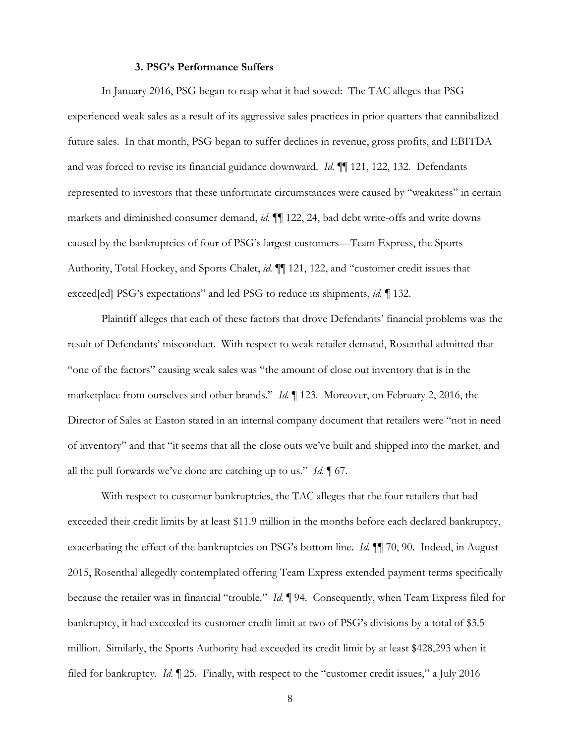### 3. PSG's Performance Suffers

In January 2016, PSG began to reap what it had sowed: The TAC alleges that PSG experienced weak sales as a result of its aggressive sales practices in prior quarters that cannibalized future sales. In that month, PSG began to suffer declines in revenue, gross profits, and EBITDA and was forced to revise its financial guidance downward. *Id.* ¶¶ 121, 122, 132. Defendants represented to investors that these unfortunate circumstances were caused by "weakness" in certain markets and diminished consumer demand, *id.* ¶¶ 122, 24, bad debt write-offs and write downs caused by the bankruptcies of four of PSG's largest customers—Team Express, the Sports Authority, Total Hockey, and Sports Chalet, *id.* ¶¶ 121, 122, and "customer credit issues that exceed[ed] PSG's expectations" and led PSG to reduce its shipments, *id.* ¶ 132.

Plaintiff alleges that each of these factors that drove Defendants' financial problems was the result of Defendants' misconduct. With respect to weak retailer demand, Rosenthal admitted that "one of the factors" causing weak sales was "the amount of close out inventory that is in the marketplace from ourselves and other brands." *Id.* ¶ 123. Moreover, on February 2, 2016, the Director of Sales at Easton stated in an internal company document that retailers were "not in need of inventory" and that "it seems that all the close outs we've built and shipped into the market, and all the pull forwards we've done are catching up to us." *Id.* ¶ 67.

With respect to customer bankruptcies, the TAC alleges that the four retailers that had exceeded their credit limits by at least $11.9 million in the months before each declared bankruptcy, exacerbating the effect of the bankruptcies on PSG's bottom line. *Id.* ¶¶ 70, 90. Indeed, in August 2015, Rosenthal allegedly contemplated offering Team Express extended payment terms specifically because the retailer was in financial "trouble." *Id.* ¶ 94. Consequently, when Team Express filed for bankruptcy, it had exceeded its customer credit limit at two of PSG's divisions by a total of $3.5 million. Similarly, the Sports Authority had exceeded its credit limit by at least $428,293 when it filed for bankruptcy. *Id.* ¶ 25. Finally, with respect to the "customer credit issues," a July 2016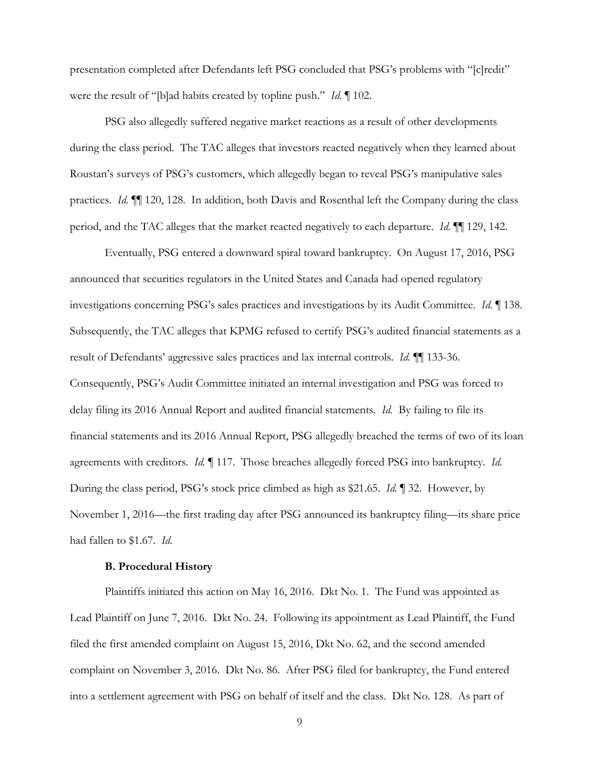presentation completed after Defendants left PSG concluded that PSG's problems with "[c]redit" were the result of "[b]ad habits created by topline push." *Id.* ¶ 102.

PSG also allegedly suffered negative market reactions as a result of other developments during the class period. The TAC alleges that investors reacted negatively when they learned about Roustan's surveys of PSG's customers, which allegedly began to reveal PSG's manipulative sales practices. *Id.* ¶¶ 120, 128. In addition, both Davis and Rosenthal left the Company during the class period, and the TAC alleges that the market reacted negatively to each departure. *Id.* ¶¶ 129, 142.

Eventually, PSG entered a downward spiral toward bankruptcy. On August 17, 2016, PSG announced that securities regulators in the United States and Canada had opened regulatory investigations concerning PSG's sales practices and investigations by its Audit Committee. *Id.* ¶ 138. Subsequently, the TAC alleges that KPMG refused to certify PSG's audited financial statements as a result of Defendants' aggressive sales practices and lax internal controls. *Id.* ¶¶ 133-36. Consequently, PSG's Audit Committee initiated an internal investigation and PSG was forced to delay filing its 2016 Annual Report and audited financial statements. *Id.* By failing to file its financial statements and its 2016 Annual Report, PSG allegedly breached the terms of two of its loan agreements with creditors. *Id.* ¶ 117. Those breaches allegedly forced PSG into bankruptcy. *Id.* During the class period, PSG's stock price climbed as high as $21.65. *Id.* ¶ 32. However, by November 1, 2016—the first trading day after PSG announced its bankruptcy filing—its share price had fallen to $1.67. *Id.*

**B. Procedural History**

Plaintiffs initiated this action on May 16, 2016. Dkt No. 1. The Fund was appointed as Lead Plaintiff on June 7, 2016. Dkt No. 24. Following its appointment as Lead Plaintiff, the Fund filed the first amended complaint on August 15, 2016, Dkt No. 62, and the second amended complaint on November 3, 2016. Dkt No. 86. After PSG filed for bankruptcy, the Fund entered into a settlement agreement with PSG on behalf of itself and the class. Dkt No. 128. As part of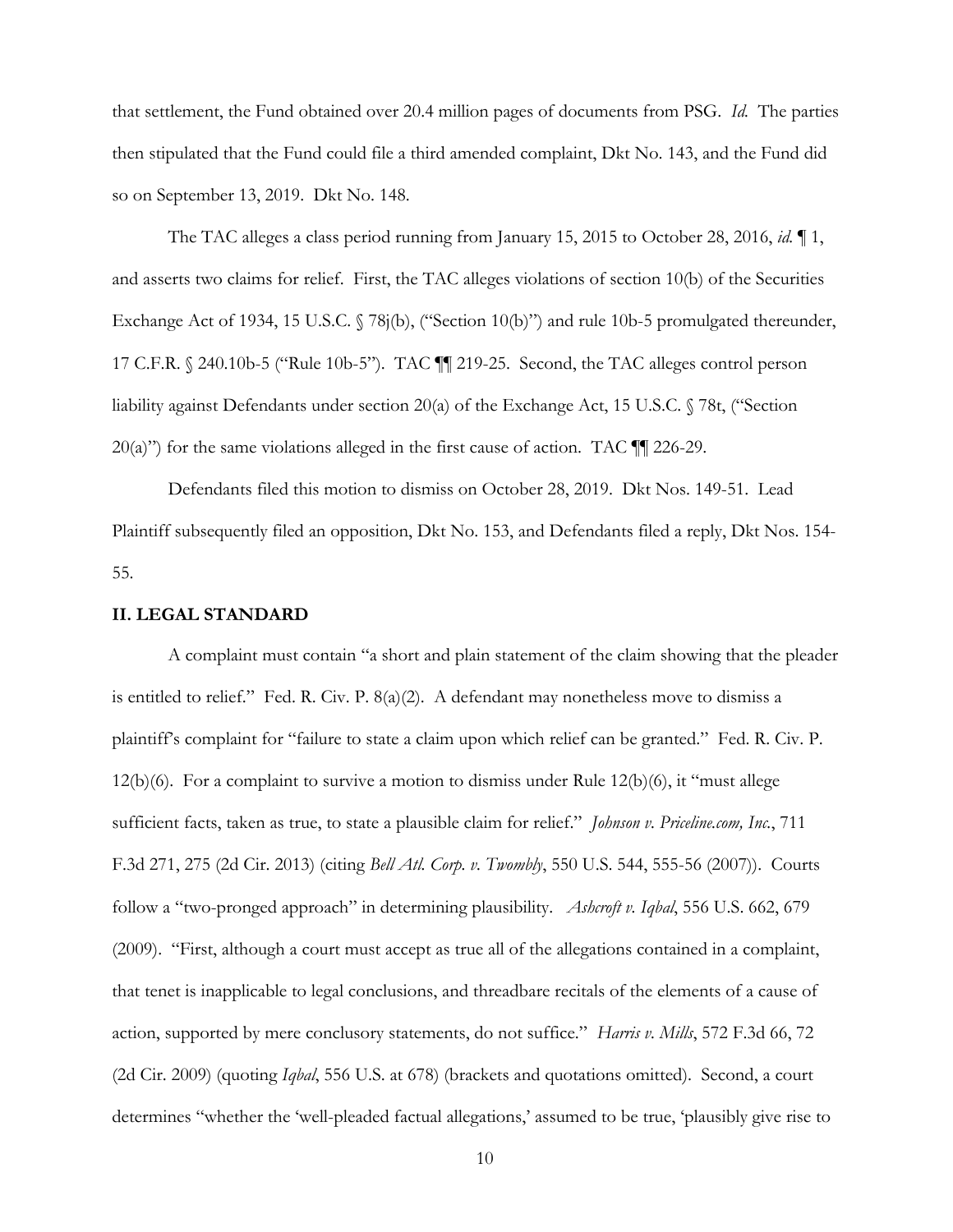that settlement, the Fund obtained over 20.4 million pages of documents from PSG. *Id.* The parties then stipulated that the Fund could file a third amended complaint, Dkt No. 143, and the Fund did so on September 13, 2019. Dkt No. 148.

The TAC alleges a class period running from January 15, 2015 to October 28, 2016, *id.* ¶ 1, and asserts two claims for relief. First, the TAC alleges violations of section 10(b) of the Securities Exchange Act of 1934, 15 U.S.C. § 78j(b), ("Section 10(b)") and rule 10b-5 promulgated thereunder, 17 C.F.R. § 240.10b-5 ("Rule 10b-5"). TAC ¶¶ 219-25. Second, the TAC alleges control person liability against Defendants under section 20(a) of the Exchange Act, 15 U.S.C. § 78t, ("Section 20(a)") for the same violations alleged in the first cause of action. TAC ¶¶ 226-29.

Defendants filed this motion to dismiss on October 28, 2019. Dkt Nos. 149-51. Lead Plaintiff subsequently filed an opposition, Dkt No. 153, and Defendants filed a reply, Dkt Nos. 154-55.

## II. LEGAL STANDARD

A complaint must contain "a short and plain statement of the claim showing that the pleader is entitled to relief." Fed. R. Civ. P. 8(a)(2). A defendant may nonetheless move to dismiss a plaintiff's complaint for "failure to state a claim upon which relief can be granted." Fed. R. Civ. P. 12(b)(6). For a complaint to survive a motion to dismiss under Rule 12(b)(6), it "must allege sufficient facts, taken as true, to state a plausible claim for relief." *Johnson v. Priceline.com, Inc.*, 711 F.3d 271, 275 (2d Cir. 2013) (citing *Bell Atl. Corp. v. Twombly*, 550 U.S. 544, 555-56 (2007)). Courts follow a "two-pronged approach" in determining plausibility. *Ashcroft v. Iqbal*, 556 U.S. 662, 679 (2009). "First, although a court must accept as true all of the allegations contained in a complaint, that tenet is inapplicable to legal conclusions, and threadbare recitals of the elements of a cause of action, supported by mere conclusory statements, do not suffice." *Harris v. Mills*, 572 F.3d 66, 72 (2d Cir. 2009) (quoting *Iqbal*, 556 U.S. at 678) (brackets and quotations omitted). Second, a court determines "whether the 'well-pleaded factual allegations,' assumed to be true, 'plausibly give rise to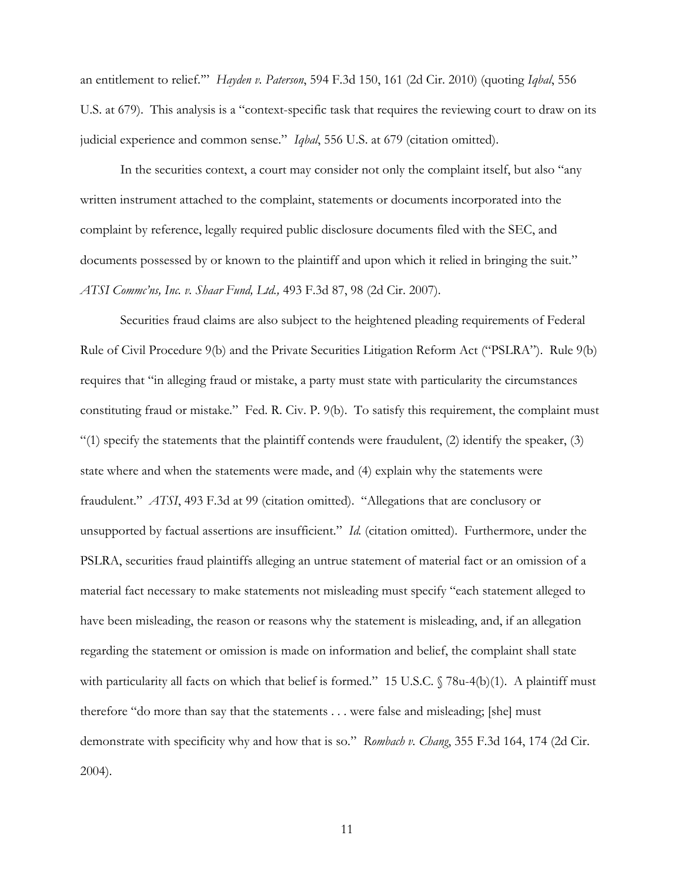an entitlement to relief.'" *Hayden v. Paterson*, 594 F.3d 150, 161 (2d Cir. 2010) (quoting *Iqbal*, 556 U.S. at 679). This analysis is a "context-specific task that requires the reviewing court to draw on its judicial experience and common sense." *Iqbal*, 556 U.S. at 679 (citation omitted).

In the securities context, a court may consider not only the complaint itself, but also "any written instrument attached to the complaint, statements or documents incorporated into the complaint by reference, legally required public disclosure documents filed with the SEC, and documents possessed by or known to the plaintiff and upon which it relied in bringing the suit." *ATSI Commc'ns, Inc. v. Shaar Fund, Ltd.,* 493 F.3d 87, 98 (2d Cir. 2007).

Securities fraud claims are also subject to the heightened pleading requirements of Federal Rule of Civil Procedure 9(b) and the Private Securities Litigation Reform Act ("PSLRA"). Rule 9(b) requires that "in alleging fraud or mistake, a party must state with particularity the circumstances constituting fraud or mistake." Fed. R. Civ. P. 9(b). To satisfy this requirement, the complaint must "(1) specify the statements that the plaintiff contends were fraudulent, (2) identify the speaker, (3) state where and when the statements were made, and (4) explain why the statements were fraudulent." *ATSI*, 493 F.3d at 99 (citation omitted). "Allegations that are conclusory or unsupported by factual assertions are insufficient." *Id.* (citation omitted). Furthermore, under the PSLRA, securities fraud plaintiffs alleging an untrue statement of material fact or an omission of a material fact necessary to make statements not misleading must specify "each statement alleged to have been misleading, the reason or reasons why the statement is misleading, and, if an allegation regarding the statement or omission is made on information and belief, the complaint shall state with particularity all facts on which that belief is formed." 15 U.S.C. § 78u-4(b)(1). A plaintiff must therefore "do more than say that the statements . . . were false and misleading; [she] must demonstrate with specificity why and how that is so." *Rombach v. Chang*, 355 F.3d 164, 174 (2d Cir. 2004).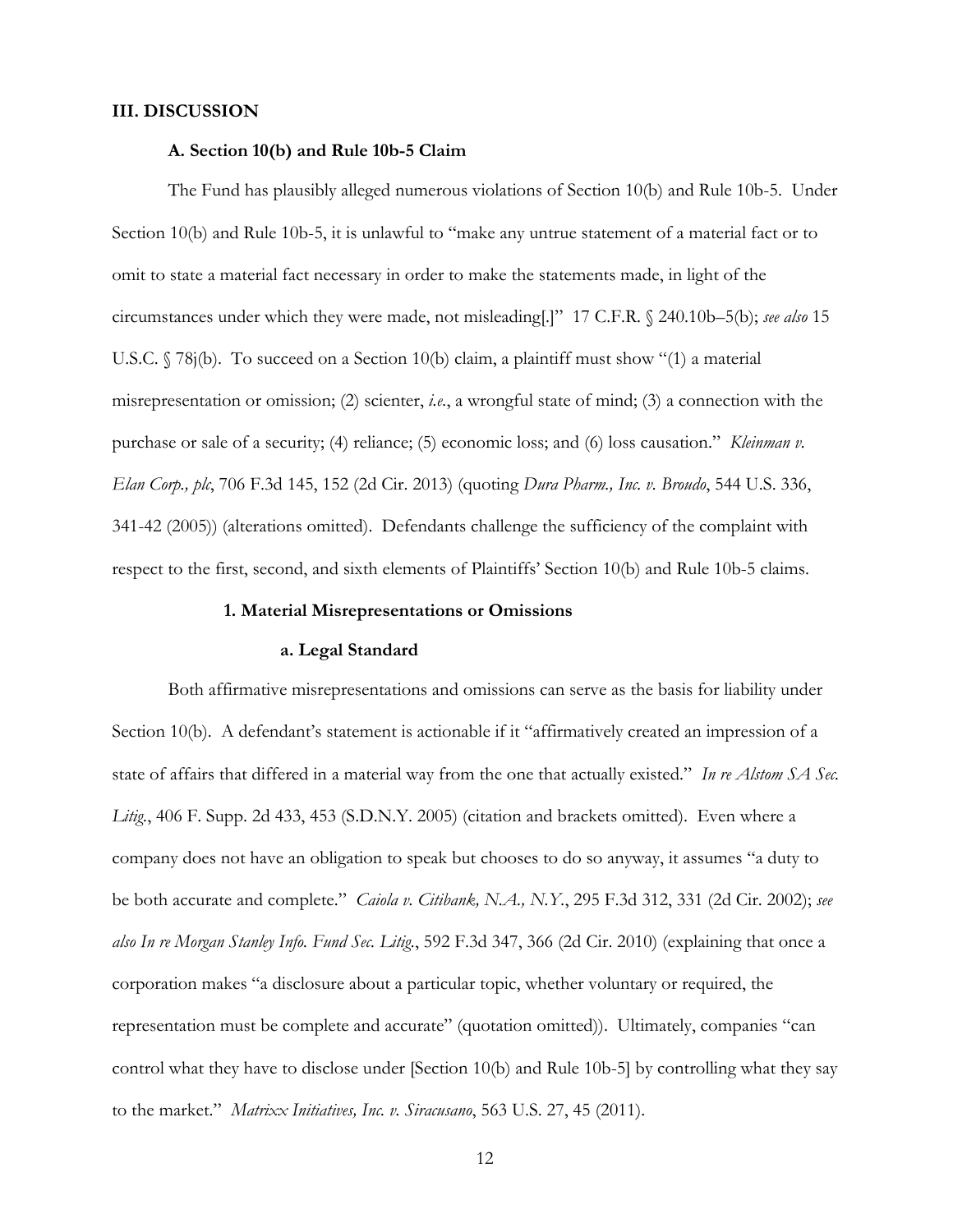## III. DISCUSSION

### A. Section 10(b) and Rule 10b-5 Claim

The Fund has plausibly alleged numerous violations of Section 10(b) and Rule 10b-5. Under Section 10(b) and Rule 10b-5, it is unlawful to "make any untrue statement of a material fact or to omit to state a material fact necessary in order to make the statements made, in light of the circumstances under which they were made, not misleading[.]" 17 C.F.R. § 240.10b–5(b); *see also* 15 U.S.C. § 78j(b). To succeed on a Section 10(b) claim, a plaintiff must show "(1) a material misrepresentation or omission; (2) scienter, *i.e.*, a wrongful state of mind; (3) a connection with the purchase or sale of a security; (4) reliance; (5) economic loss; and (6) loss causation." *Kleinman v. Elan Corp., plc*, 706 F.3d 145, 152 (2d Cir. 2013) (quoting *Dura Pharm., Inc. v. Broudo*, 544 U.S. 336, 341-42 (2005)) (alterations omitted). Defendants challenge the sufficiency of the complaint with respect to the first, second, and sixth elements of Plaintiffs' Section 10(b) and Rule 10b-5 claims.

#### 1. Material Misrepresentations or Omissions

##### a. Legal Standard

Both affirmative misrepresentations and omissions can serve as the basis for liability under Section 10(b). A defendant's statement is actionable if it "affirmatively created an impression of a state of affairs that differed in a material way from the one that actually existed." *In re Alstom SA Sec. Litig.*, 406 F. Supp. 2d 433, 453 (S.D.N.Y. 2005) (citation and brackets omitted). Even where a company does not have an obligation to speak but chooses to do so anyway, it assumes "a duty to be both accurate and complete." *Caiola v. Citibank, N.A., N.Y.*, 295 F.3d 312, 331 (2d Cir. 2002); *see also In re Morgan Stanley Info. Fund Sec. Litig.*, 592 F.3d 347, 366 (2d Cir. 2010) (explaining that once a corporation makes "a disclosure about a particular topic, whether voluntary or required, the representation must be complete and accurate" (quotation omitted)). Ultimately, companies "can control what they have to disclose under [Section 10(b) and Rule 10b-5] by controlling what they say to the market." *Matrixx Initiatives, Inc. v. Siracusano*, 563 U.S. 27, 45 (2011).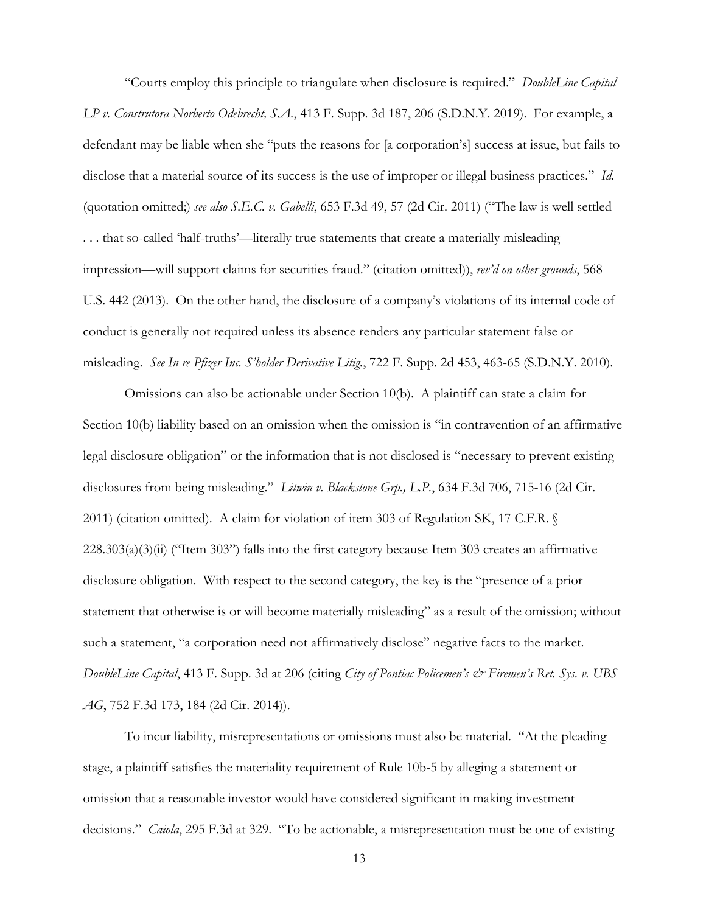"Courts employ this principle to triangulate when disclosure is required." *DoubleLine Capital LP v. Construtora Norberto Odebrecht, S.A.*, 413 F. Supp. 3d 187, 206 (S.D.N.Y. 2019). For example, a defendant may be liable when she "puts the reasons for [a corporation's] success at issue, but fails to disclose that a material source of its success is the use of improper or illegal business practices." *Id.* (quotation omitted;) *see also S.E.C. v. Gabelli*, 653 F.3d 49, 57 (2d Cir. 2011) ("The law is well settled . . . that so-called 'half-truths'—literally true statements that create a materially misleading impression—will support claims for securities fraud." (citation omitted)), *rev'd on other grounds*, 568 U.S. 442 (2013). On the other hand, the disclosure of a company's violations of its internal code of conduct is generally not required unless its absence renders any particular statement false or misleading. *See In re Pfizer Inc. S'holder Derivative Litig.*, 722 F. Supp. 2d 453, 463-65 (S.D.N.Y. 2010).

Omissions can also be actionable under Section 10(b). A plaintiff can state a claim for Section 10(b) liability based on an omission when the omission is "in contravention of an affirmative legal disclosure obligation" or the information that is not disclosed is "necessary to prevent existing disclosures from being misleading." *Litwin v. Blackstone Grp., L.P.*, 634 F.3d 706, 715-16 (2d Cir. 2011) (citation omitted). A claim for violation of item 303 of Regulation SK, 17 C.F.R. § 228.303(a)(3)(ii) ("Item 303") falls into the first category because Item 303 creates an affirmative disclosure obligation. With respect to the second category, the key is the "presence of a prior statement that otherwise is or will become materially misleading" as a result of the omission; without such a statement, "a corporation need not affirmatively disclose" negative facts to the market. *DoubleLine Capital*, 413 F. Supp. 3d at 206 (citing *City of Pontiac Policemen's & Firemen's Ret. Sys. v. UBS AG*, 752 F.3d 173, 184 (2d Cir. 2014)).

To incur liability, misrepresentations or omissions must also be material. "At the pleading stage, a plaintiff satisfies the materiality requirement of Rule 10b-5 by alleging a statement or omission that a reasonable investor would have considered significant in making investment decisions." *Caiola*, 295 F.3d at 329. "To be actionable, a misrepresentation must be one of existing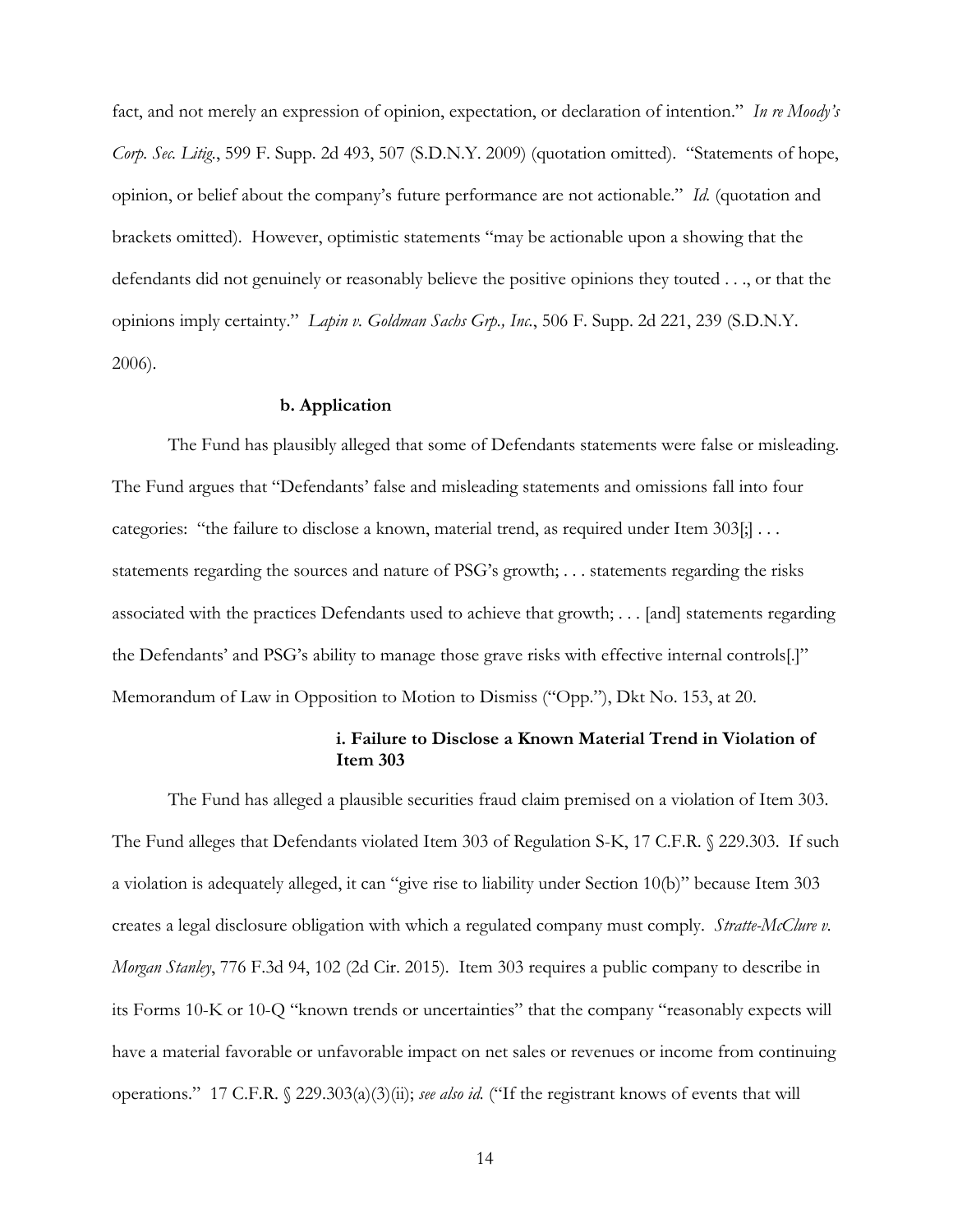fact, and not merely an expression of opinion, expectation, or declaration of intention." *In re Moody's Corp. Sec. Litig.*, 599 F. Supp. 2d 493, 507 (S.D.N.Y. 2009) (quotation omitted). "Statements of hope, opinion, or belief about the company's future performance are not actionable." *Id.* (quotation and brackets omitted). However, optimistic statements "may be actionable upon a showing that the defendants did not genuinely or reasonably believe the positive opinions they touted . . ., or that the opinions imply certainty." *Lapin v. Goldman Sachs Grp., Inc.*, 506 F. Supp. 2d 221, 239 (S.D.N.Y. 2006).

**b. Application**

The Fund has plausibly alleged that some of Defendants statements were false or misleading. The Fund argues that "Defendants' false and misleading statements and omissions fall into four categories: "the failure to disclose a known, material trend, as required under Item 303[;] . . . statements regarding the sources and nature of PSG's growth; . . . statements regarding the risks associated with the practices Defendants used to achieve that growth; . . . [and] statements regarding the Defendants' and PSG's ability to manage those grave risks with effective internal controls[.]" Memorandum of Law in Opposition to Motion to Dismiss ("Opp."), Dkt No. 153, at 20.

**i. Failure to Disclose a Known Material Trend in Violation of Item 303**

The Fund has alleged a plausible securities fraud claim premised on a violation of Item 303. The Fund alleges that Defendants violated Item 303 of Regulation S-K, 17 C.F.R. § 229.303. If such a violation is adequately alleged, it can "give rise to liability under Section 10(b)" because Item 303 creates a legal disclosure obligation with which a regulated company must comply. *Stratte-McClure v. Morgan Stanley*, 776 F.3d 94, 102 (2d Cir. 2015). Item 303 requires a public company to describe in its Forms 10-K or 10-Q "known trends or uncertainties" that the company "reasonably expects will have a material favorable or unfavorable impact on net sales or revenues or income from continuing operations." 17 C.F.R. § 229.303(a)(3)(ii); *see also id.* ("If the registrant knows of events that will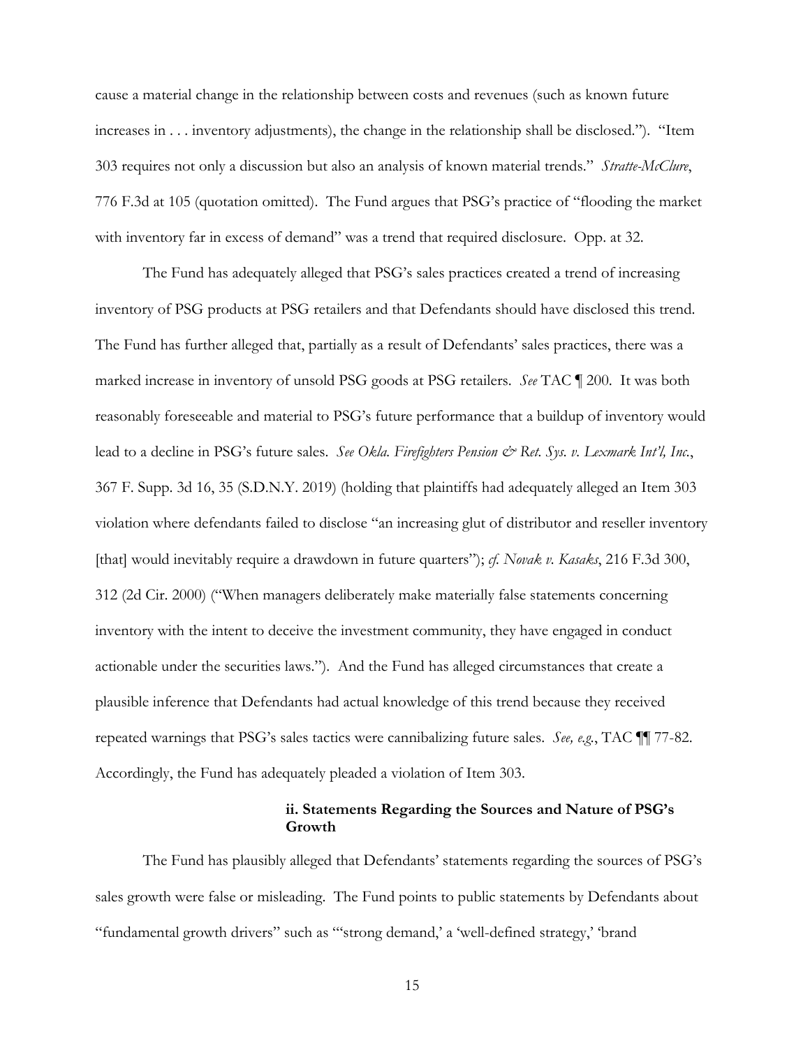cause a material change in the relationship between costs and revenues (such as known future increases in . . . inventory adjustments), the change in the relationship shall be disclosed."). "Item 303 requires not only a discussion but also an analysis of known material trends." *Stratte-McClure*, 776 F.3d at 105 (quotation omitted). The Fund argues that PSG's practice of "flooding the market with inventory far in excess of demand" was a trend that required disclosure. Opp. at 32.

The Fund has adequately alleged that PSG's sales practices created a trend of increasing inventory of PSG products at PSG retailers and that Defendants should have disclosed this trend. The Fund has further alleged that, partially as a result of Defendants' sales practices, there was a marked increase in inventory of unsold PSG goods at PSG retailers. *See* TAC ¶ 200. It was both reasonably foreseeable and material to PSG's future performance that a buildup of inventory would lead to a decline in PSG's future sales. *See Okla. Firefighters Pension & Ret. Sys. v. Lexmark Int'l, Inc.*, 367 F. Supp. 3d 16, 35 (S.D.N.Y. 2019) (holding that plaintiffs had adequately alleged an Item 303 violation where defendants failed to disclose "an increasing glut of distributor and reseller inventory [that] would inevitably require a drawdown in future quarters"); *cf. Novak v. Kasaks*, 216 F.3d 300, 312 (2d Cir. 2000) ("When managers deliberately make materially false statements concerning inventory with the intent to deceive the investment community, they have engaged in conduct actionable under the securities laws."). And the Fund has alleged circumstances that create a plausible inference that Defendants had actual knowledge of this trend because they received repeated warnings that PSG's sales tactics were cannibalizing future sales. *See, e.g.*, TAC ¶¶ 77-82. Accordingly, the Fund has adequately pleaded a violation of Item 303.

**ii. Statements Regarding the Sources and Nature of PSG's Growth**

The Fund has plausibly alleged that Defendants' statements regarding the sources of PSG's sales growth were false or misleading. The Fund points to public statements by Defendants about "fundamental growth drivers" such as "'strong demand,' a 'well-defined strategy,' 'brand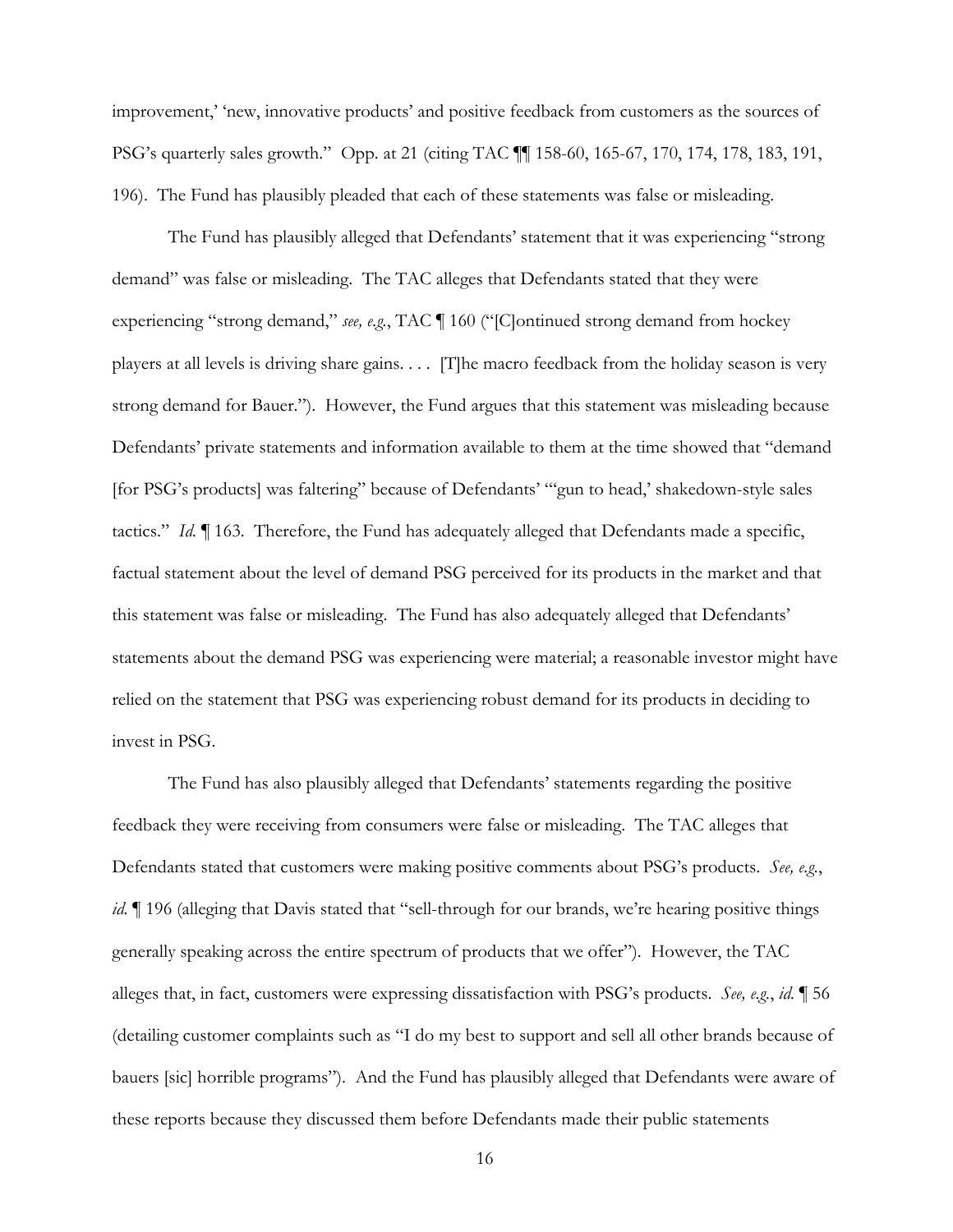improvement,' 'new, innovative products' and positive feedback from customers as the sources of PSG's quarterly sales growth." Opp. at 21 (citing TAC ¶¶ 158-60, 165-67, 170, 174, 178, 183, 191, 196). The Fund has plausibly pleaded that each of these statements was false or misleading.

The Fund has plausibly alleged that Defendants' statement that it was experiencing "strong demand" was false or misleading. The TAC alleges that Defendants stated that they were experiencing "strong demand," *see, e.g.*, TAC ¶ 160 ("[C]ontinued strong demand from hockey players at all levels is driving share gains. . . . [T]he macro feedback from the holiday season is very strong demand for Bauer."). However, the Fund argues that this statement was misleading because Defendants' private statements and information available to them at the time showed that "demand [for PSG's products] was faltering" because of Defendants' "'gun to head,' shakedown-style sales tactics." *Id.* ¶ 163. Therefore, the Fund has adequately alleged that Defendants made a specific, factual statement about the level of demand PSG perceived for its products in the market and that this statement was false or misleading. The Fund has also adequately alleged that Defendants' statements about the demand PSG was experiencing were material; a reasonable investor might have relied on the statement that PSG was experiencing robust demand for its products in deciding to invest in PSG.

The Fund has also plausibly alleged that Defendants' statements regarding the positive feedback they were receiving from consumers were false or misleading. The TAC alleges that Defendants stated that customers were making positive comments about PSG's products. *See, e.g.*, *id.* ¶ 196 (alleging that Davis stated that "sell-through for our brands, we're hearing positive things generally speaking across the entire spectrum of products that we offer"). However, the TAC alleges that, in fact, customers were expressing dissatisfaction with PSG's products. *See, e.g.*, *id.* ¶ 56 (detailing customer complaints such as "I do my best to support and sell all other brands because of bauers [sic] horrible programs"). And the Fund has plausibly alleged that Defendants were aware of these reports because they discussed them before Defendants made their public statements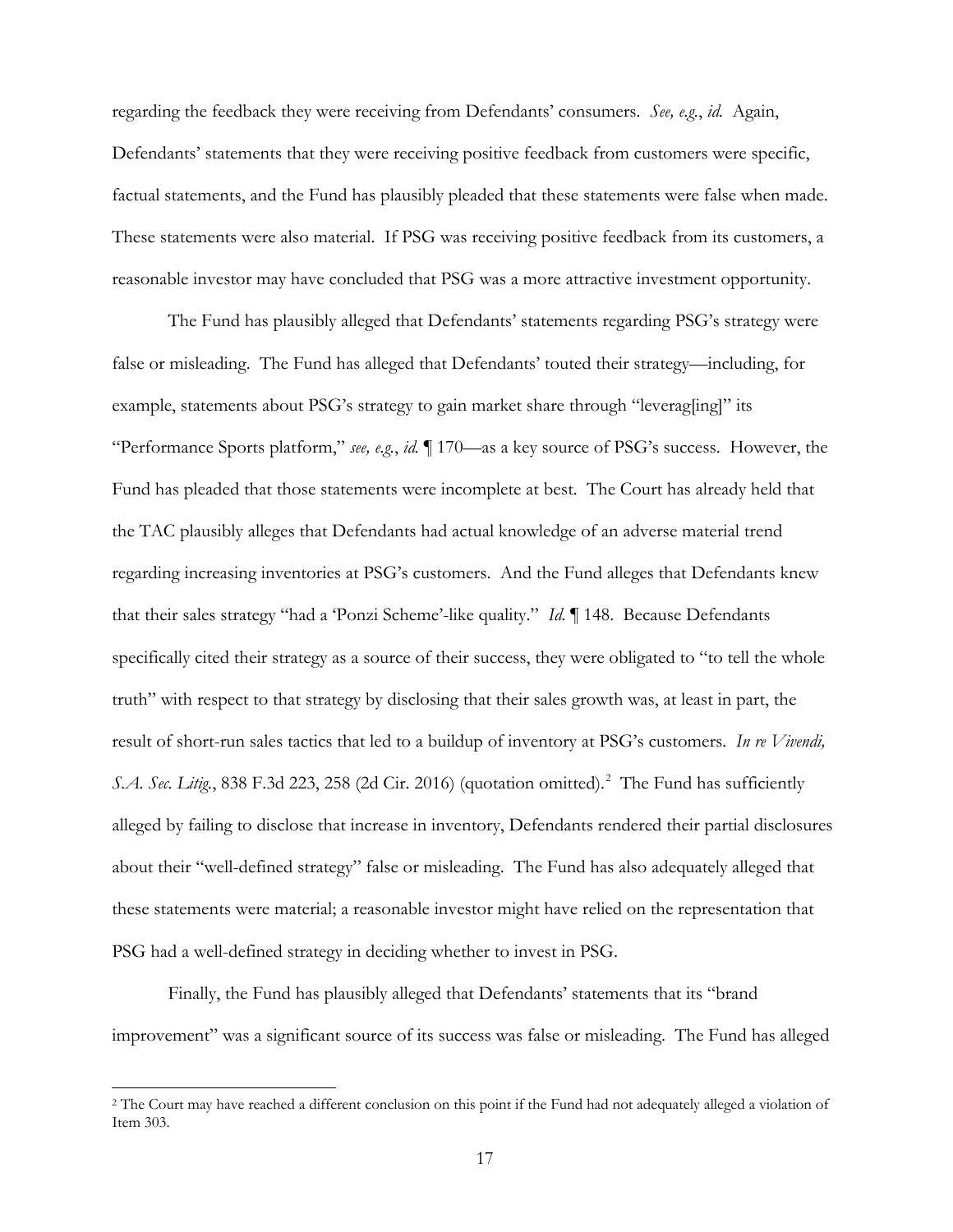regarding the feedback they were receiving from Defendants' consumers. *See, e.g.*, *id.* Again, Defendants' statements that they were receiving positive feedback from customers were specific, factual statements, and the Fund has plausibly pleaded that these statements were false when made. These statements were also material. If PSG was receiving positive feedback from its customers, a reasonable investor may have concluded that PSG was a more attractive investment opportunity.

The Fund has plausibly alleged that Defendants' statements regarding PSG's strategy were false or misleading. The Fund has alleged that Defendants' touted their strategy—including, for example, statements about PSG's strategy to gain market share through "leverag[ing]" its "Performance Sports platform," *see, e.g.*, *id.* ¶ 170—as a key source of PSG's success. However, the Fund has pleaded that those statements were incomplete at best. The Court has already held that the TAC plausibly alleges that Defendants had actual knowledge of an adverse material trend regarding increasing inventories at PSG's customers. And the Fund alleges that Defendants knew that their sales strategy "had a 'Ponzi Scheme'-like quality." *Id.* ¶ 148. Because Defendants specifically cited their strategy as a source of their success, they were obligated to "to tell the whole truth" with respect to that strategy by disclosing that their sales growth was, at least in part, the result of short-run sales tactics that led to a buildup of inventory at PSG's customers. *In re Vivendi, S.A. Sec. Litig.*, 838 F.3d 223, 258 (2d Cir. 2016) (quotation omitted).[2] The Fund has sufficiently alleged by failing to disclose that increase in inventory, Defendants rendered their partial disclosures about their "well-defined strategy" false or misleading. The Fund has also adequately alleged that these statements were material; a reasonable investor might have relied on the representation that PSG had a well-defined strategy in deciding whether to invest in PSG.

Finally, the Fund has plausibly alleged that Defendants' statements that its "brand improvement" was a significant source of its success was false or misleading. The Fund has alleged

---

[2] The Court may have reached a different conclusion on this point if the Fund had not adequately alleged a violation of Item 303.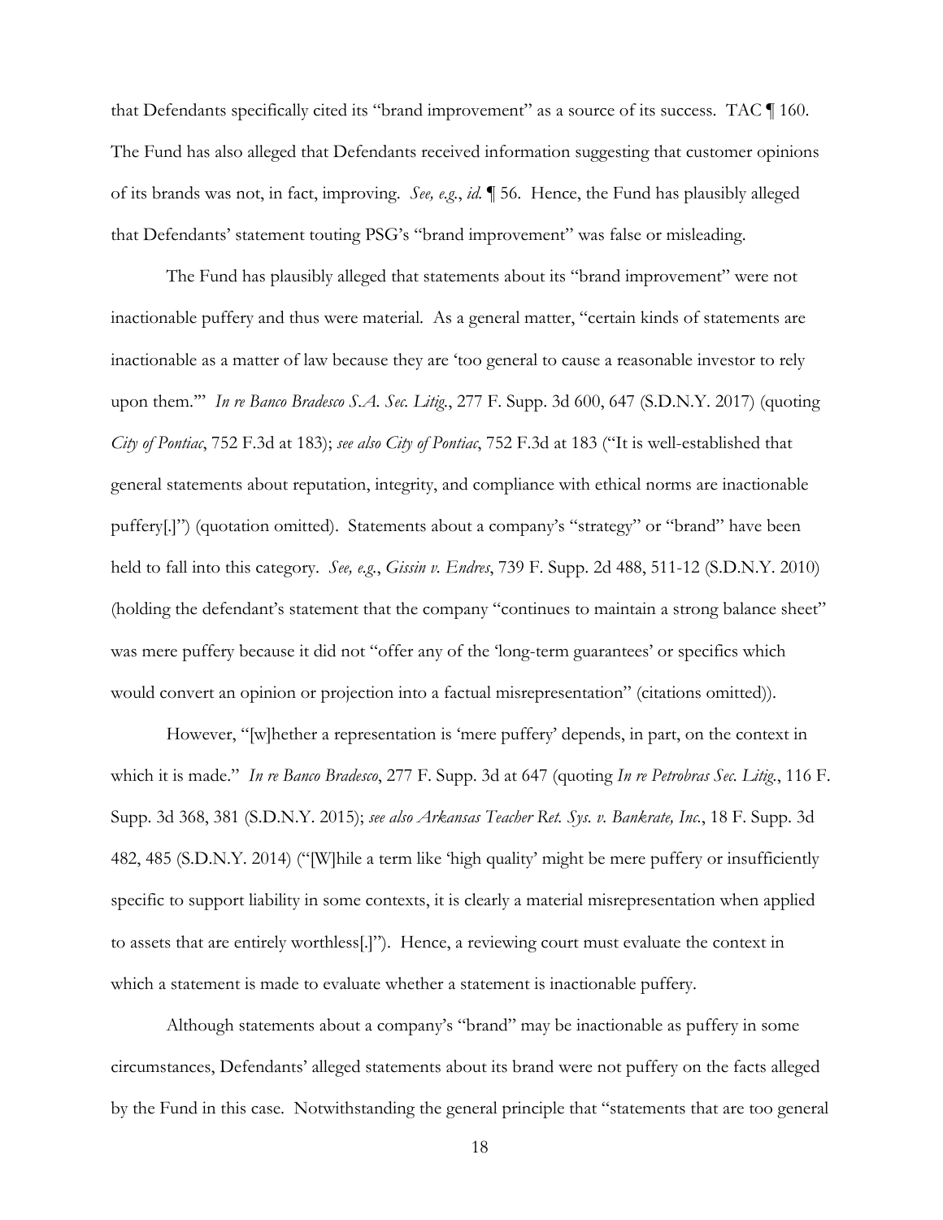that Defendants specifically cited its "brand improvement" as a source of its success. TAC ¶ 160. The Fund has also alleged that Defendants received information suggesting that customer opinions of its brands was not, in fact, improving. *See, e.g.*, *id.* ¶ 56. Hence, the Fund has plausibly alleged that Defendants' statement touting PSG's "brand improvement" was false or misleading.

The Fund has plausibly alleged that statements about its "brand improvement" were not inactionable puffery and thus were material. As a general matter, "certain kinds of statements are inactionable as a matter of law because they are 'too general to cause a reasonable investor to rely upon them.'" *In re Banco Bradesco S.A. Sec. Litig.*, 277 F. Supp. 3d 600, 647 (S.D.N.Y. 2017) (quoting *City of Pontiac*, 752 F.3d at 183); *see also City of Pontiac*, 752 F.3d at 183 ("It is well-established that general statements about reputation, integrity, and compliance with ethical norms are inactionable puffery[.]") (quotation omitted). Statements about a company's "strategy" or "brand" have been held to fall into this category. *See, e.g.*, *Gissin v. Endres*, 739 F. Supp. 2d 488, 511-12 (S.D.N.Y. 2010) (holding the defendant's statement that the company "continues to maintain a strong balance sheet" was mere puffery because it did not "offer any of the 'long-term guarantees' or specifics which would convert an opinion or projection into a factual misrepresentation" (citations omitted)).

However, "[w]hether a representation is 'mere puffery' depends, in part, on the context in which it is made." *In re Banco Bradesco*, 277 F. Supp. 3d at 647 (quoting *In re Petrobras Sec. Litig.*, 116 F. Supp. 3d 368, 381 (S.D.N.Y. 2015); *see also Arkansas Teacher Ret. Sys. v. Bankrate, Inc.*, 18 F. Supp. 3d 482, 485 (S.D.N.Y. 2014) ("[W]hile a term like 'high quality' might be mere puffery or insufficiently specific to support liability in some contexts, it is clearly a material misrepresentation when applied to assets that are entirely worthless[.]"). Hence, a reviewing court must evaluate the context in which a statement is made to evaluate whether a statement is inactionable puffery.

Although statements about a company's "brand" may be inactionable as puffery in some circumstances, Defendants' alleged statements about its brand were not puffery on the facts alleged by the Fund in this case. Notwithstanding the general principle that "statements that are too general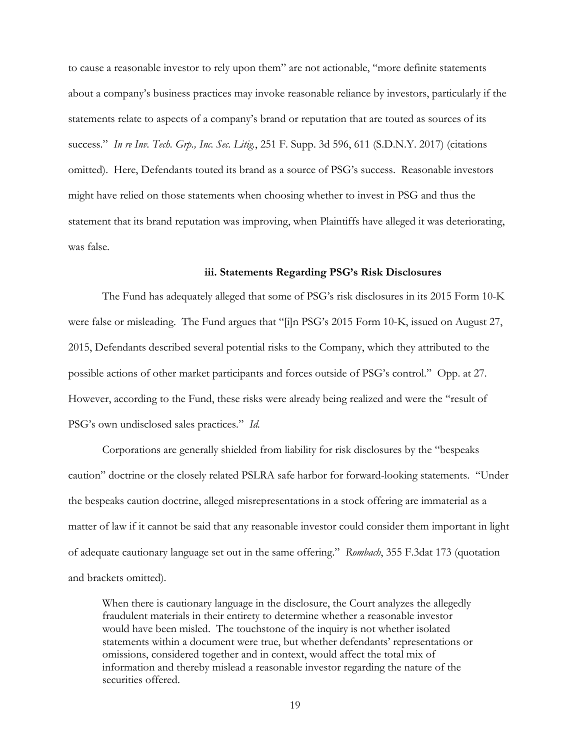to cause a reasonable investor to rely upon them" are not actionable, "more definite statements about a company's business practices may invoke reasonable reliance by investors, particularly if the statements relate to aspects of a company's brand or reputation that are touted as sources of its success." *In re Inv. Tech. Grp., Inc. Sec. Litig.*, 251 F. Supp. 3d 596, 611 (S.D.N.Y. 2017) (citations omitted). Here, Defendants touted its brand as a source of PSG's success. Reasonable investors might have relied on those statements when choosing whether to invest in PSG and thus the statement that its brand reputation was improving, when Plaintiffs have alleged it was deteriorating, was false.

### iii. Statements Regarding PSG's Risk Disclosures

The Fund has adequately alleged that some of PSG's risk disclosures in its 2015 Form 10-K were false or misleading. The Fund argues that "[i]n PSG's 2015 Form 10-K, issued on August 27, 2015, Defendants described several potential risks to the Company, which they attributed to the possible actions of other market participants and forces outside of PSG's control." Opp. at 27. However, according to the Fund, these risks were already being realized and were the "result of PSG's own undisclosed sales practices." *Id.*

Corporations are generally shielded from liability for risk disclosures by the "bespeaks caution" doctrine or the closely related PSLRA safe harbor for forward-looking statements. "Under the bespeaks caution doctrine, alleged misrepresentations in a stock offering are immaterial as a matter of law if it cannot be said that any reasonable investor could consider them important in light of adequate cautionary language set out in the same offering." *Rombach*, 355 F.3dat 173 (quotation and brackets omitted).

> When there is cautionary language in the disclosure, the Court analyzes the allegedly fraudulent materials in their entirety to determine whether a reasonable investor would have been misled. The touchstone of the inquiry is not whether isolated statements within a document were true, but whether defendants' representations or omissions, considered together and in context, would affect the total mix of information and thereby mislead a reasonable investor regarding the nature of the securities offered.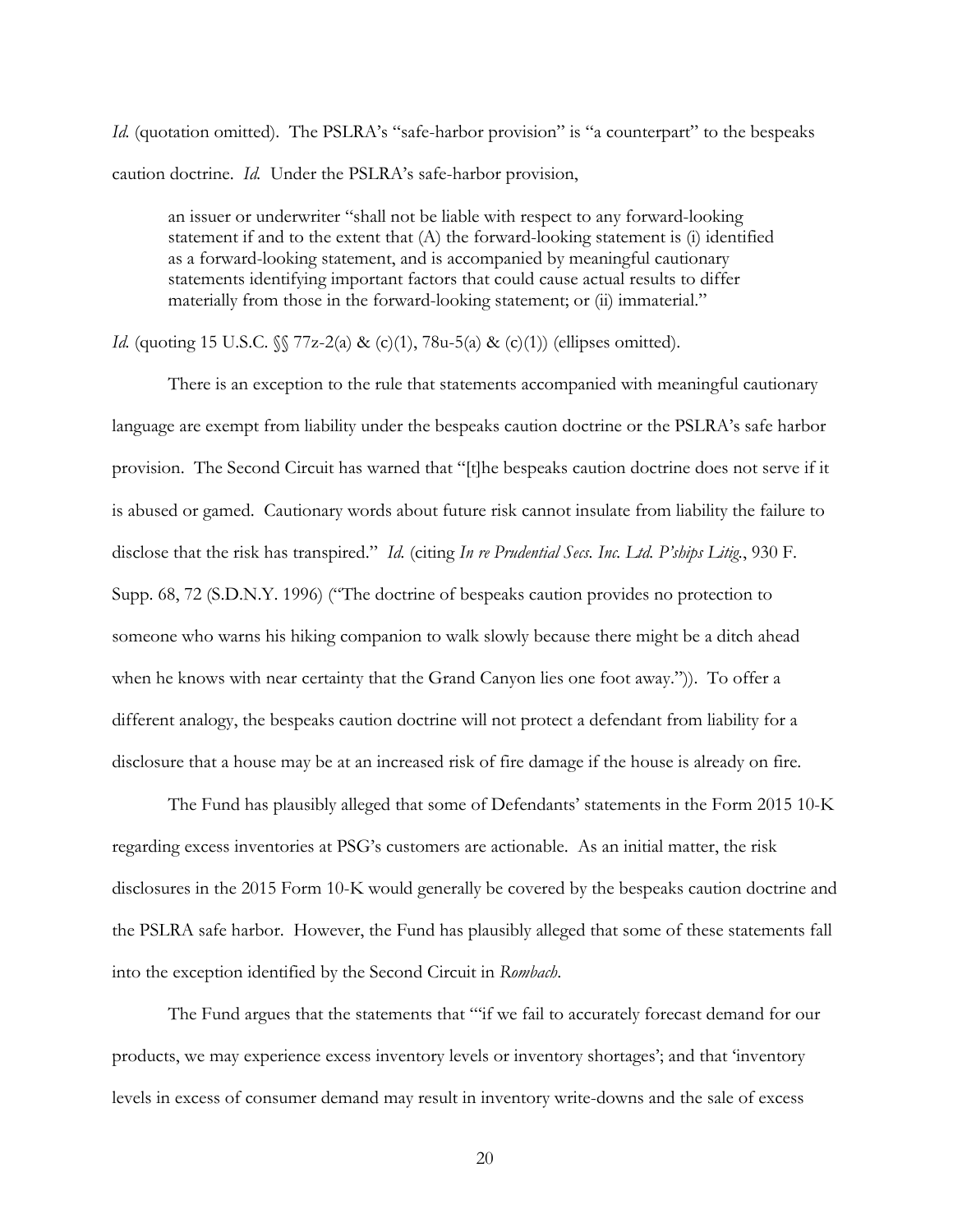*Id.* (quotation omitted). The PSLRA's "safe-harbor provision" is "a counterpart" to the bespeaks caution doctrine. *Id.* Under the PSLRA's safe-harbor provision,

> an issuer or underwriter "shall not be liable with respect to any forward-looking statement if and to the extent that (A) the forward-looking statement is (i) identified as a forward-looking statement, and is accompanied by meaningful cautionary statements identifying important factors that could cause actual results to differ materially from those in the forward-looking statement; or (ii) immaterial."

*Id.* (quoting 15 U.S.C. §§ 77z-2(a) & (c)(1), 78u-5(a) & (c)(1)) (ellipses omitted).

There is an exception to the rule that statements accompanied with meaningful cautionary language are exempt from liability under the bespeaks caution doctrine or the PSLRA's safe harbor provision. The Second Circuit has warned that "[t]he bespeaks caution doctrine does not serve if it is abused or gamed. Cautionary words about future risk cannot insulate from liability the failure to disclose that the risk has transpired." *Id.* (citing *In re Prudential Secs. Inc. Ltd. P'ships Litig.*, 930 F. Supp. 68, 72 (S.D.N.Y. 1996) ("The doctrine of bespeaks caution provides no protection to someone who warns his hiking companion to walk slowly because there might be a ditch ahead when he knows with near certainty that the Grand Canyon lies one foot away.")). To offer a different analogy, the bespeaks caution doctrine will not protect a defendant from liability for a disclosure that a house may be at an increased risk of fire damage if the house is already on fire.

The Fund has plausibly alleged that some of Defendants' statements in the Form 2015 10-K regarding excess inventories at PSG's customers are actionable. As an initial matter, the risk disclosures in the 2015 Form 10-K would generally be covered by the bespeaks caution doctrine and the PSLRA safe harbor. However, the Fund has plausibly alleged that some of these statements fall into the exception identified by the Second Circuit in *Rombach*.

The Fund argues that the statements that "'if we fail to accurately forecast demand for our products, we may experience excess inventory levels or inventory shortages'; and that 'inventory levels in excess of consumer demand may result in inventory write-downs and the sale of excess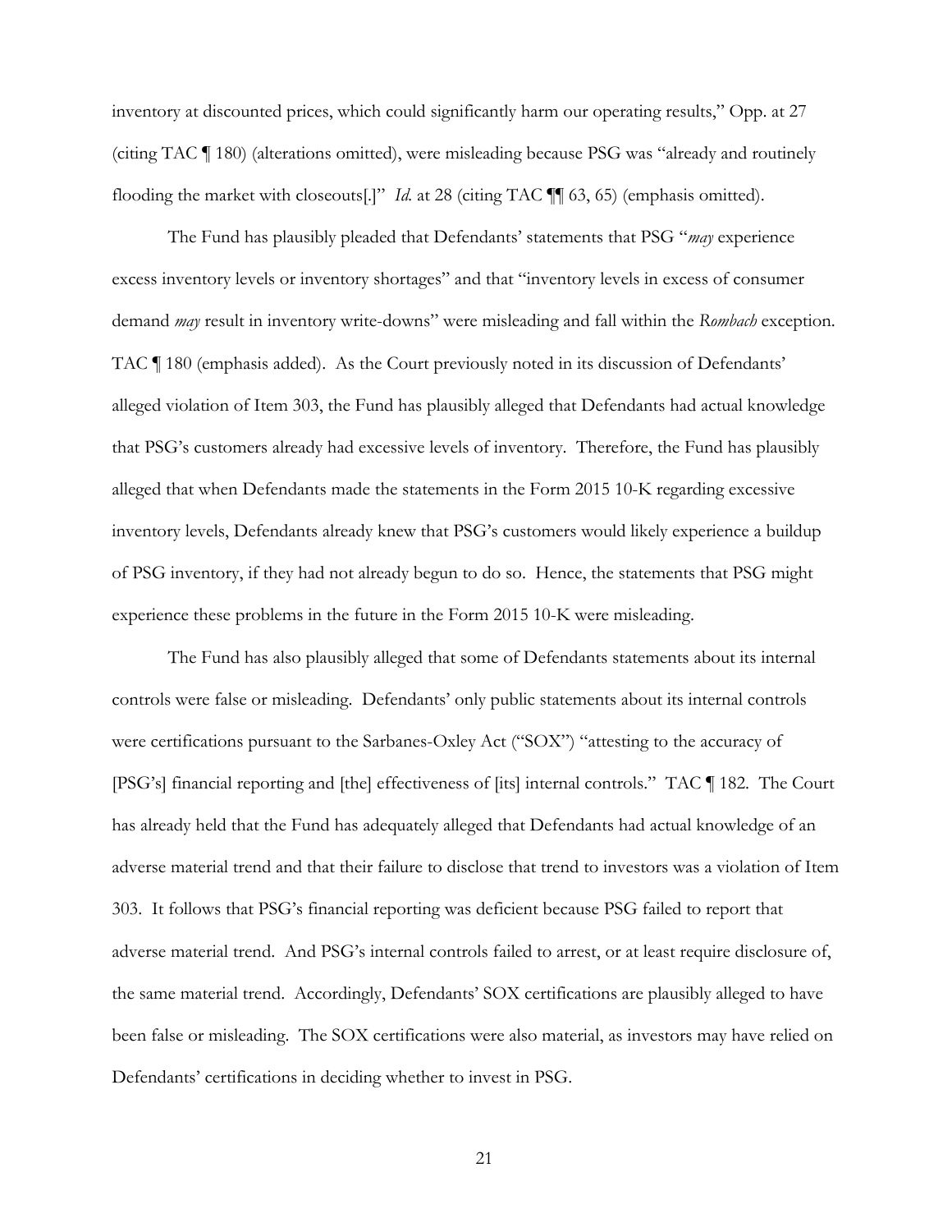inventory at discounted prices, which could significantly harm our operating results," Opp. at 27 (citing TAC ¶ 180) (alterations omitted), were misleading because PSG was "already and routinely flooding the market with closeouts[.]" *Id.* at 28 (citing TAC ¶¶ 63, 65) (emphasis omitted).

The Fund has plausibly pleaded that Defendants' statements that PSG "*may* experience excess inventory levels or inventory shortages" and that "inventory levels in excess of consumer demand *may* result in inventory write-downs" were misleading and fall within the *Rombach* exception. TAC ¶ 180 (emphasis added). As the Court previously noted in its discussion of Defendants' alleged violation of Item 303, the Fund has plausibly alleged that Defendants had actual knowledge that PSG's customers already had excessive levels of inventory. Therefore, the Fund has plausibly alleged that when Defendants made the statements in the Form 2015 10-K regarding excessive inventory levels, Defendants already knew that PSG's customers would likely experience a buildup of PSG inventory, if they had not already begun to do so. Hence, the statements that PSG might experience these problems in the future in the Form 2015 10-K were misleading.

The Fund has also plausibly alleged that some of Defendants statements about its internal controls were false or misleading. Defendants' only public statements about its internal controls were certifications pursuant to the Sarbanes-Oxley Act ("SOX") "attesting to the accuracy of [PSG's] financial reporting and [the] effectiveness of [its] internal controls." TAC ¶ 182. The Court has already held that the Fund has adequately alleged that Defendants had actual knowledge of an adverse material trend and that their failure to disclose that trend to investors was a violation of Item 303. It follows that PSG's financial reporting was deficient because PSG failed to report that adverse material trend. And PSG's internal controls failed to arrest, or at least require disclosure of, the same material trend. Accordingly, Defendants' SOX certifications are plausibly alleged to have been false or misleading. The SOX certifications were also material, as investors may have relied on Defendants' certifications in deciding whether to invest in PSG.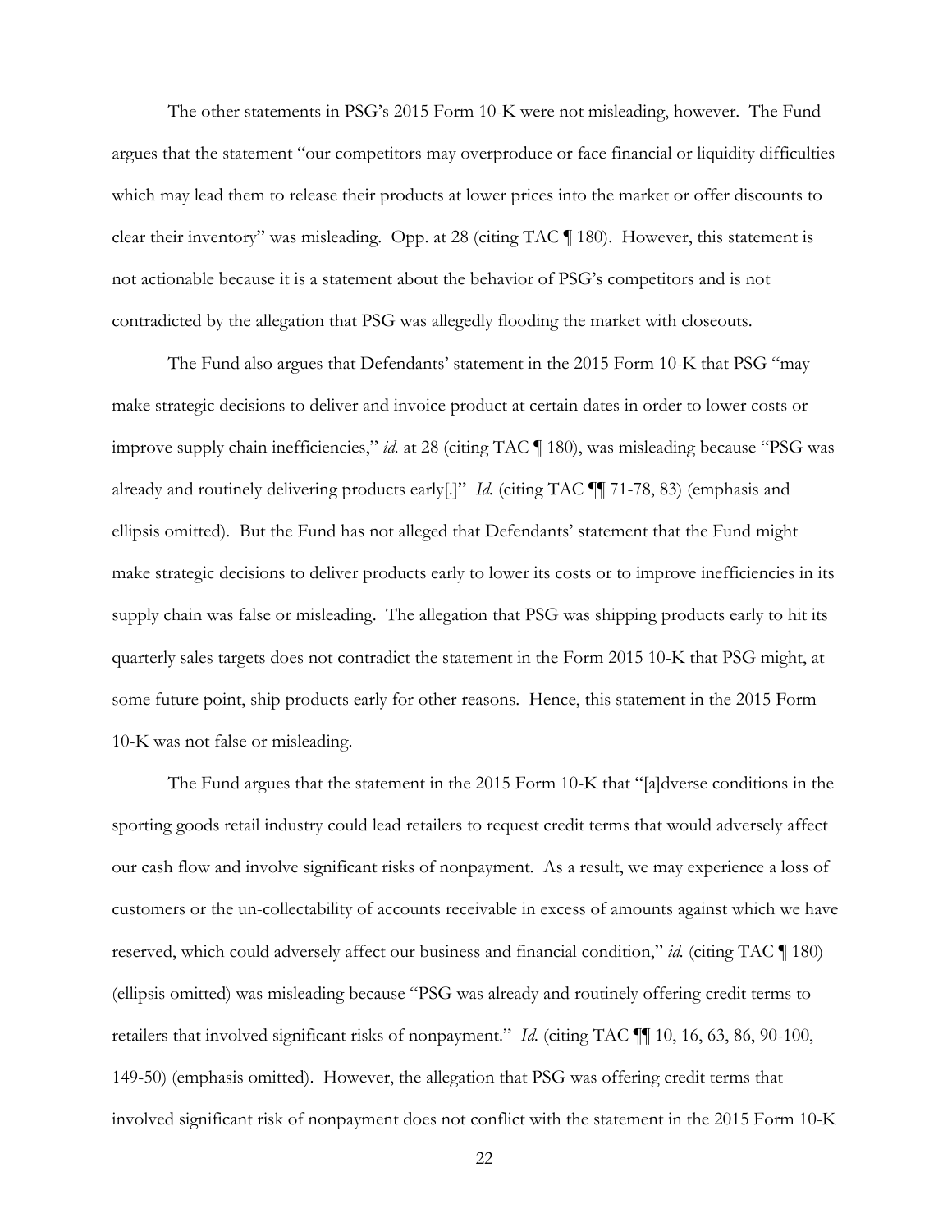The other statements in PSG's 2015 Form 10-K were not misleading, however. The Fund argues that the statement "our competitors may overproduce or face financial or liquidity difficulties which may lead them to release their products at lower prices into the market or offer discounts to clear their inventory" was misleading. Opp. at 28 (citing TAC ¶ 180). However, this statement is not actionable because it is a statement about the behavior of PSG's competitors and is not contradicted by the allegation that PSG was allegedly flooding the market with closeouts.

The Fund also argues that Defendants' statement in the 2015 Form 10-K that PSG "may make strategic decisions to deliver and invoice product at certain dates in order to lower costs or improve supply chain inefficiencies," *id.* at 28 (citing TAC ¶ 180), was misleading because "PSG was already and routinely delivering products early[.]" *Id.* (citing TAC ¶¶ 71-78, 83) (emphasis and ellipsis omitted). But the Fund has not alleged that Defendants' statement that the Fund might make strategic decisions to deliver products early to lower its costs or to improve inefficiencies in its supply chain was false or misleading. The allegation that PSG was shipping products early to hit its quarterly sales targets does not contradict the statement in the Form 2015 10-K that PSG might, at some future point, ship products early for other reasons. Hence, this statement in the 2015 Form 10-K was not false or misleading.

The Fund argues that the statement in the 2015 Form 10-K that "[a]dverse conditions in the sporting goods retail industry could lead retailers to request credit terms that would adversely affect our cash flow and involve significant risks of nonpayment. As a result, we may experience a loss of customers or the un-collectability of accounts receivable in excess of amounts against which we have reserved, which could adversely affect our business and financial condition," *id.* (citing TAC ¶ 180) (ellipsis omitted) was misleading because "PSG was already and routinely offering credit terms to retailers that involved significant risks of nonpayment." *Id.* (citing TAC ¶¶ 10, 16, 63, 86, 90-100, 149-50) (emphasis omitted). However, the allegation that PSG was offering credit terms that involved significant risk of nonpayment does not conflict with the statement in the 2015 Form 10-K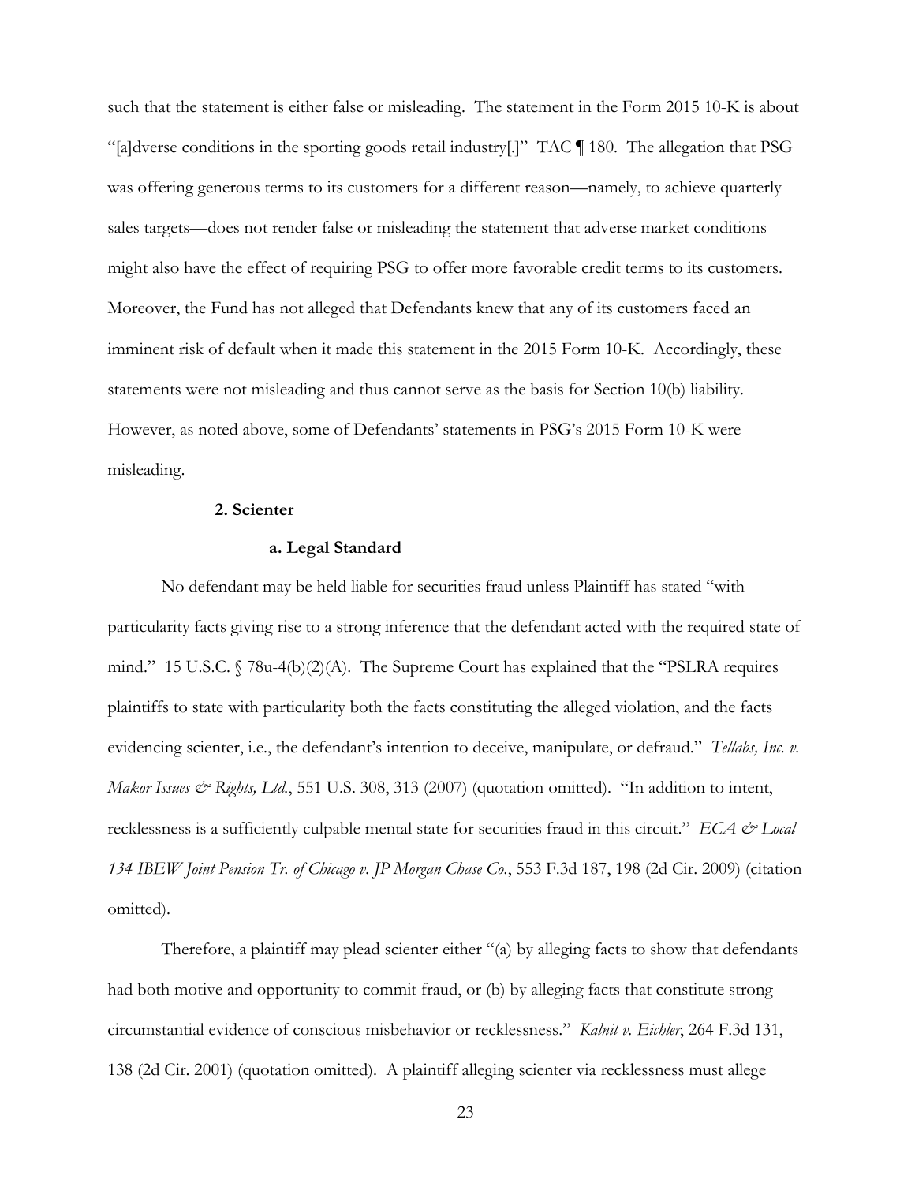such that the statement is either false or misleading. The statement in the Form 2015 10-K is about "[a]dverse conditions in the sporting goods retail industry[.]" TAC ¶ 180. The allegation that PSG was offering generous terms to its customers for a different reason—namely, to achieve quarterly sales targets—does not render false or misleading the statement that adverse market conditions might also have the effect of requiring PSG to offer more favorable credit terms to its customers. Moreover, the Fund has not alleged that Defendants knew that any of its customers faced an imminent risk of default when it made this statement in the 2015 Form 10-K. Accordingly, these statements were not misleading and thus cannot serve as the basis for Section 10(b) liability. However, as noted above, some of Defendants' statements in PSG's 2015 Form 10-K were misleading.

### 2. Scienter

#### a. Legal Standard

No defendant may be held liable for securities fraud unless Plaintiff has stated "with particularity facts giving rise to a strong inference that the defendant acted with the required state of mind." 15 U.S.C. § 78u-4(b)(2)(A). The Supreme Court has explained that the "PSLRA requires plaintiffs to state with particularity both the facts constituting the alleged violation, and the facts evidencing scienter, i.e., the defendant's intention to deceive, manipulate, or defraud." *Tellabs, Inc. v. Makor Issues & Rights, Ltd.*, 551 U.S. 308, 313 (2007) (quotation omitted). "In addition to intent, recklessness is a sufficiently culpable mental state for securities fraud in this circuit." *ECA & Local 134 IBEW Joint Pension Tr. of Chicago v. JP Morgan Chase Co.*, 553 F.3d 187, 198 (2d Cir. 2009) (citation omitted).

Therefore, a plaintiff may plead scienter either "(a) by alleging facts to show that defendants had both motive and opportunity to commit fraud, or (b) by alleging facts that constitute strong circumstantial evidence of conscious misbehavior or recklessness." *Kalnit v. Eichler*, 264 F.3d 131, 138 (2d Cir. 2001) (quotation omitted). A plaintiff alleging scienter via recklessness must allege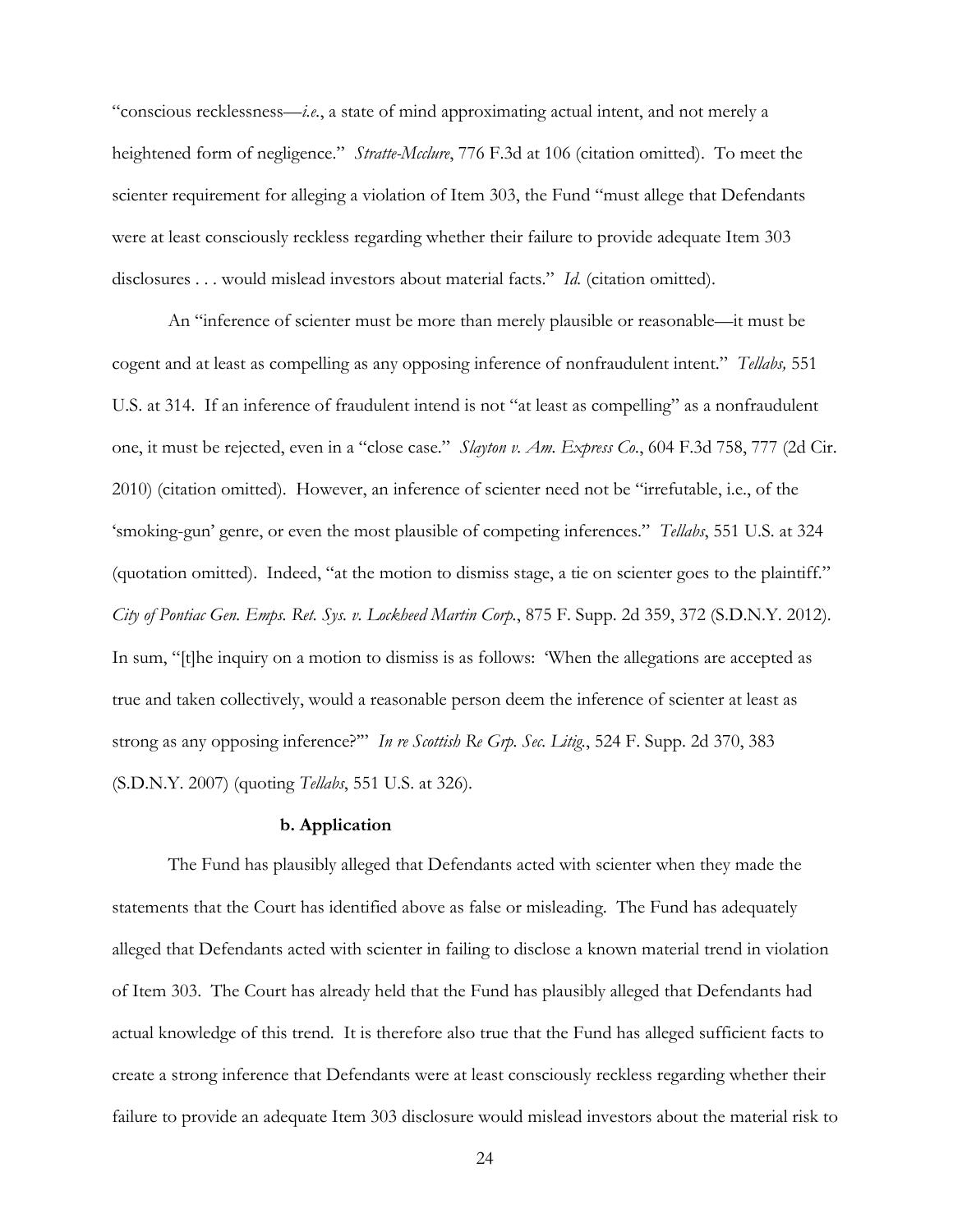"conscious recklessness—*i.e.*, a state of mind approximating actual intent, and not merely a heightened form of negligence." *Stratte-Mcclure*, 776 F.3d at 106 (citation omitted). To meet the scienter requirement for alleging a violation of Item 303, the Fund "must allege that Defendants were at least consciously reckless regarding whether their failure to provide adequate Item 303 disclosures . . . would mislead investors about material facts." *Id.* (citation omitted).

An "inference of scienter must be more than merely plausible or reasonable—it must be cogent and at least as compelling as any opposing inference of nonfraudulent intent." *Tellabs,* 551 U.S. at 314. If an inference of fraudulent intend is not "at least as compelling" as a nonfraudulent one, it must be rejected, even in a "close case." *Slayton v. Am. Express Co.*, 604 F.3d 758, 777 (2d Cir. 2010) (citation omitted). However, an inference of scienter need not be "irrefutable, i.e., of the 'smoking-gun' genre, or even the most plausible of competing inferences." *Tellabs*, 551 U.S. at 324 (quotation omitted). Indeed, "at the motion to dismiss stage, a tie on scienter goes to the plaintiff." *City of Pontiac Gen. Emps. Ret. Sys. v. Lockheed Martin Corp.*, 875 F. Supp. 2d 359, 372 (S.D.N.Y. 2012). In sum, "[t]he inquiry on a motion to dismiss is as follows: 'When the allegations are accepted as true and taken collectively, would a reasonable person deem the inference of scienter at least as strong as any opposing inference?'" *In re Scottish Re Grp. Sec. Litig.*, 524 F. Supp. 2d 370, 383 (S.D.N.Y. 2007) (quoting *Tellabs*, 551 U.S. at 326).

#### b. Application

The Fund has plausibly alleged that Defendants acted with scienter when they made the statements that the Court has identified above as false or misleading. The Fund has adequately alleged that Defendants acted with scienter in failing to disclose a known material trend in violation of Item 303. The Court has already held that the Fund has plausibly alleged that Defendants had actual knowledge of this trend. It is therefore also true that the Fund has alleged sufficient facts to create a strong inference that Defendants were at least consciously reckless regarding whether their failure to provide an adequate Item 303 disclosure would mislead investors about the material risk to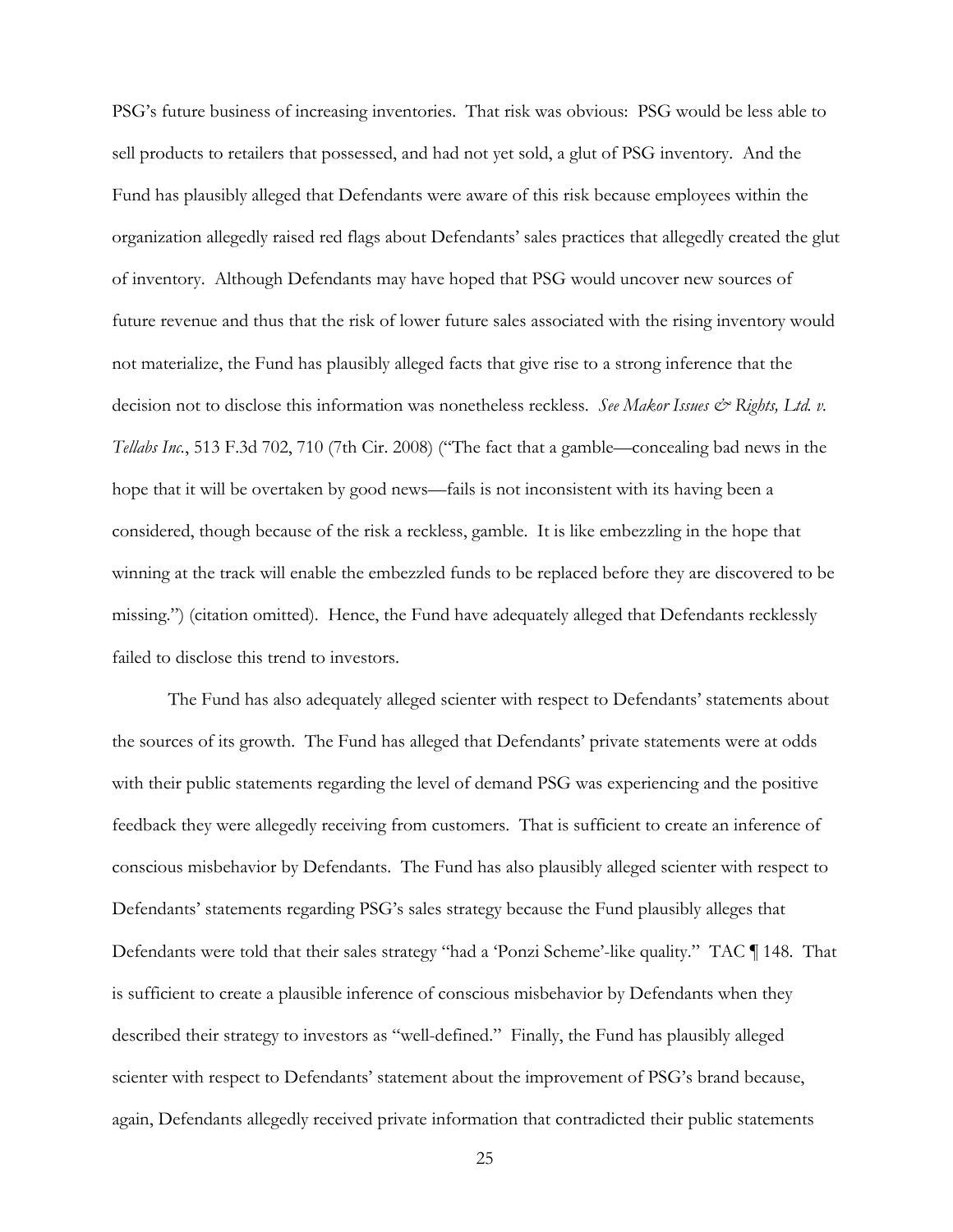PSG's future business of increasing inventories. That risk was obvious: PSG would be less able to sell products to retailers that possessed, and had not yet sold, a glut of PSG inventory. And the Fund has plausibly alleged that Defendants were aware of this risk because employees within the organization allegedly raised red flags about Defendants' sales practices that allegedly created the glut of inventory. Although Defendants may have hoped that PSG would uncover new sources of future revenue and thus that the risk of lower future sales associated with the rising inventory would not materialize, the Fund has plausibly alleged facts that give rise to a strong inference that the decision not to disclose this information was nonetheless reckless. *See Makor Issues & Rights, Ltd. v. Tellabs Inc.*, 513 F.3d 702, 710 (7th Cir. 2008) ("The fact that a gamble—concealing bad news in the hope that it will be overtaken by good news—fails is not inconsistent with its having been a considered, though because of the risk a reckless, gamble. It is like embezzling in the hope that winning at the track will enable the embezzled funds to be replaced before they are discovered to be missing.") (citation omitted). Hence, the Fund have adequately alleged that Defendants recklessly failed to disclose this trend to investors.

The Fund has also adequately alleged scienter with respect to Defendants' statements about the sources of its growth. The Fund has alleged that Defendants' private statements were at odds with their public statements regarding the level of demand PSG was experiencing and the positive feedback they were allegedly receiving from customers. That is sufficient to create an inference of conscious misbehavior by Defendants. The Fund has also plausibly alleged scienter with respect to Defendants' statements regarding PSG's sales strategy because the Fund plausibly alleges that Defendants were told that their sales strategy "had a 'Ponzi Scheme'-like quality." TAC ¶ 148. That is sufficient to create a plausible inference of conscious misbehavior by Defendants when they described their strategy to investors as "well-defined." Finally, the Fund has plausibly alleged scienter with respect to Defendants' statement about the improvement of PSG's brand because, again, Defendants allegedly received private information that contradicted their public statements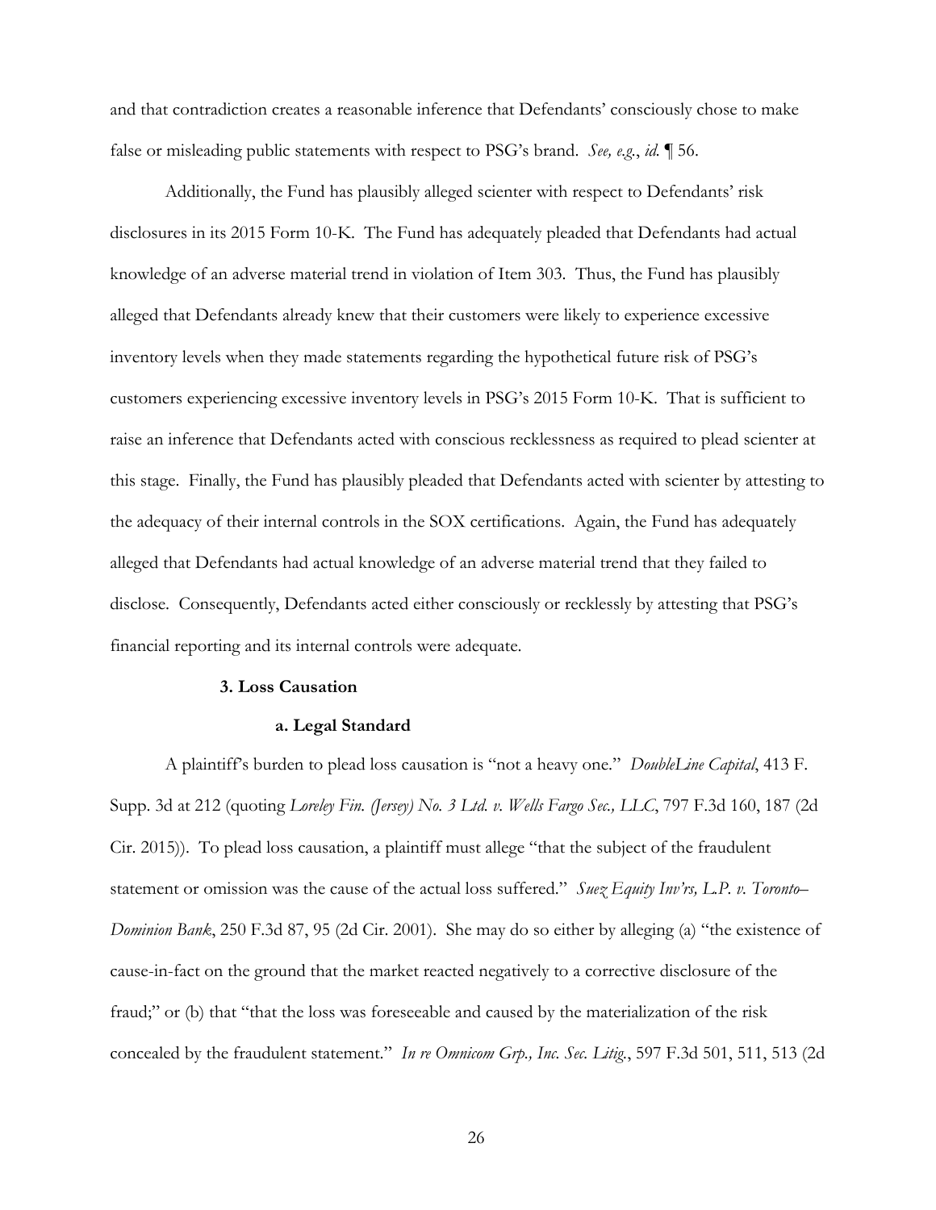and that contradiction creates a reasonable inference that Defendants' consciously chose to make false or misleading public statements with respect to PSG's brand. *See, e.g.*, *id.* ¶ 56.

Additionally, the Fund has plausibly alleged scienter with respect to Defendants' risk disclosures in its 2015 Form 10-K. The Fund has adequately pleaded that Defendants had actual knowledge of an adverse material trend in violation of Item 303. Thus, the Fund has plausibly alleged that Defendants already knew that their customers were likely to experience excessive inventory levels when they made statements regarding the hypothetical future risk of PSG's customers experiencing excessive inventory levels in PSG's 2015 Form 10-K. That is sufficient to raise an inference that Defendants acted with conscious recklessness as required to plead scienter at this stage. Finally, the Fund has plausibly pleaded that Defendants acted with scienter by attesting to the adequacy of their internal controls in the SOX certifications. Again, the Fund has adequately alleged that Defendants had actual knowledge of an adverse material trend that they failed to disclose. Consequently, Defendants acted either consciously or recklessly by attesting that PSG's financial reporting and its internal controls were adequate.

**3. Loss Causation**

**a. Legal Standard**

A plaintiff's burden to plead loss causation is "not a heavy one." *DoubleLine Capital*, 413 F. Supp. 3d at 212 (quoting *Loreley Fin. (Jersey) No. 3 Ltd. v. Wells Fargo Sec., LLC*, 797 F.3d 160, 187 (2d Cir. 2015)). To plead loss causation, a plaintiff must allege "that the subject of the fraudulent statement or omission was the cause of the actual loss suffered." *Suez Equity Inv'rs, L.P. v. Toronto–Dominion Bank*, 250 F.3d 87, 95 (2d Cir. 2001). She may do so either by alleging (a) "the existence of cause-in-fact on the ground that the market reacted negatively to a corrective disclosure of the fraud;" or (b) that "that the loss was foreseeable and caused by the materialization of the risk concealed by the fraudulent statement." *In re Omnicom Grp., Inc. Sec. Litig.*, 597 F.3d 501, 511, 513 (2d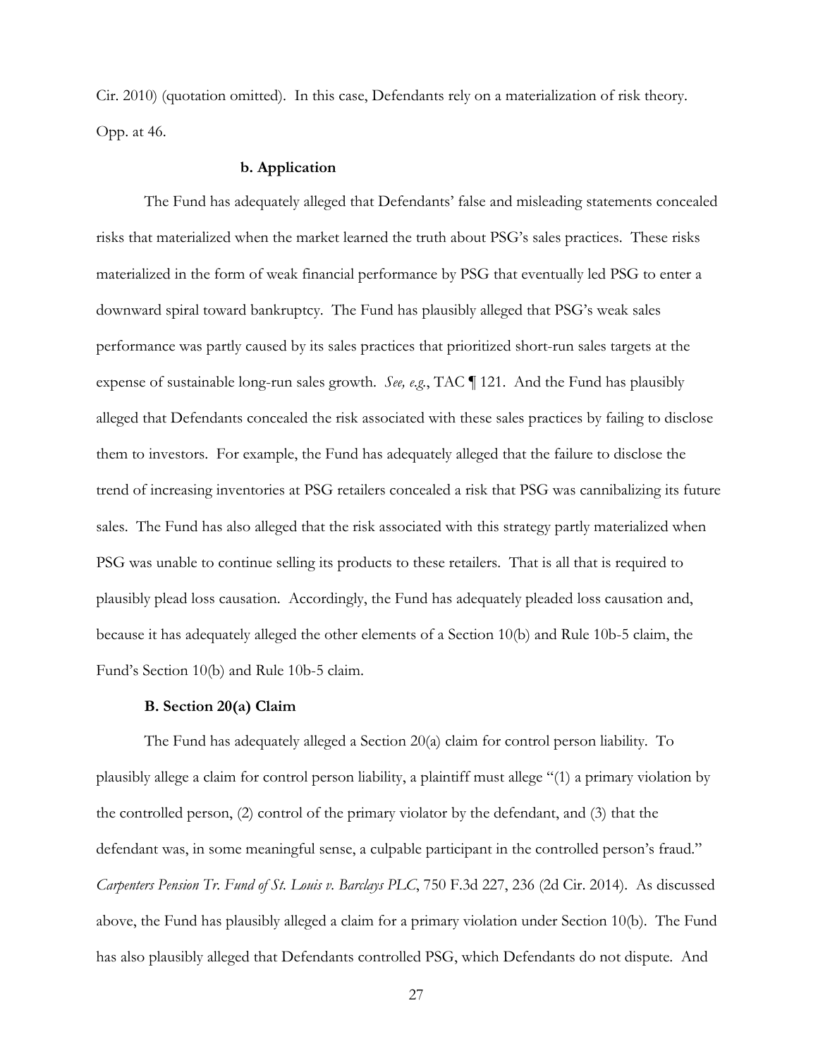Cir. 2010) (quotation omitted). In this case, Defendants rely on a materialization of risk theory. Opp. at 46.

#### b. Application

The Fund has adequately alleged that Defendants' false and misleading statements concealed risks that materialized when the market learned the truth about PSG's sales practices. These risks materialized in the form of weak financial performance by PSG that eventually led PSG to enter a downward spiral toward bankruptcy. The Fund has plausibly alleged that PSG's weak sales performance was partly caused by its sales practices that prioritized short-run sales targets at the expense of sustainable long-run sales growth. *See, e.g.*, TAC ¶ 121. And the Fund has plausibly alleged that Defendants concealed the risk associated with these sales practices by failing to disclose them to investors. For example, the Fund has adequately alleged that the failure to disclose the trend of increasing inventories at PSG retailers concealed a risk that PSG was cannibalizing its future sales. The Fund has also alleged that the risk associated with this strategy partly materialized when PSG was unable to continue selling its products to these retailers. That is all that is required to plausibly plead loss causation. Accordingly, the Fund has adequately pleaded loss causation and, because it has adequately alleged the other elements of a Section 10(b) and Rule 10b-5 claim, the Fund's Section 10(b) and Rule 10b-5 claim.

### B. Section 20(a) Claim

The Fund has adequately alleged a Section 20(a) claim for control person liability. To plausibly allege a claim for control person liability, a plaintiff must allege "(1) a primary violation by the controlled person, (2) control of the primary violator by the defendant, and (3) that the defendant was, in some meaningful sense, a culpable participant in the controlled person's fraud." *Carpenters Pension Tr. Fund of St. Louis v. Barclays PLC*, 750 F.3d 227, 236 (2d Cir. 2014). As discussed above, the Fund has plausibly alleged a claim for a primary violation under Section 10(b). The Fund has also plausibly alleged that Defendants controlled PSG, which Defendants do not dispute. And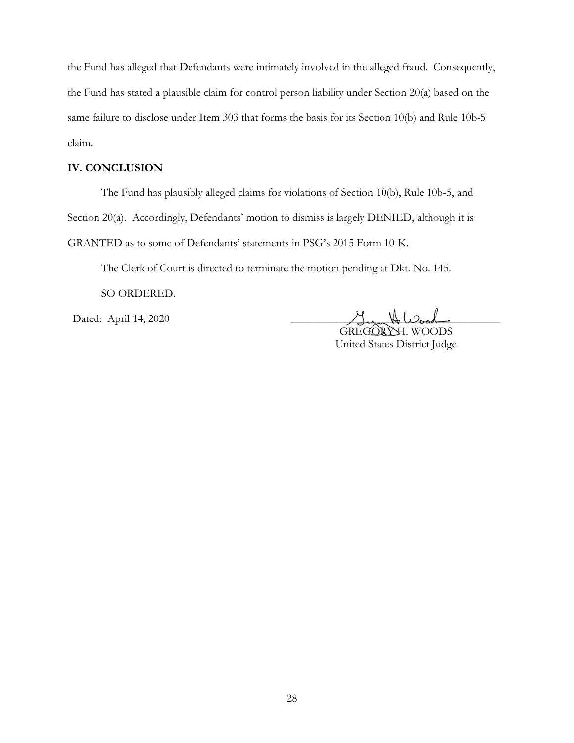the Fund has alleged that Defendants were intimately involved in the alleged fraud. Consequently, the Fund has stated a plausible claim for control person liability under Section 20(a) based on the same failure to disclose under Item 303 that forms the basis for its Section 10(b) and Rule 10b-5 claim.

## IV. CONCLUSION

The Fund has plausibly alleged claims for violations of Section 10(b), Rule 10b-5, and Section 20(a). Accordingly, Defendants' motion to dismiss is largely DENIED, although it is GRANTED as to some of Defendants' statements in PSG's 2015 Form 10-K.

The Clerk of Court is directed to terminate the motion pending at Dkt. No. 145.

SO ORDERED.

Dated: April 14, 2020

GREGORY H. WOODS
United States District Judge